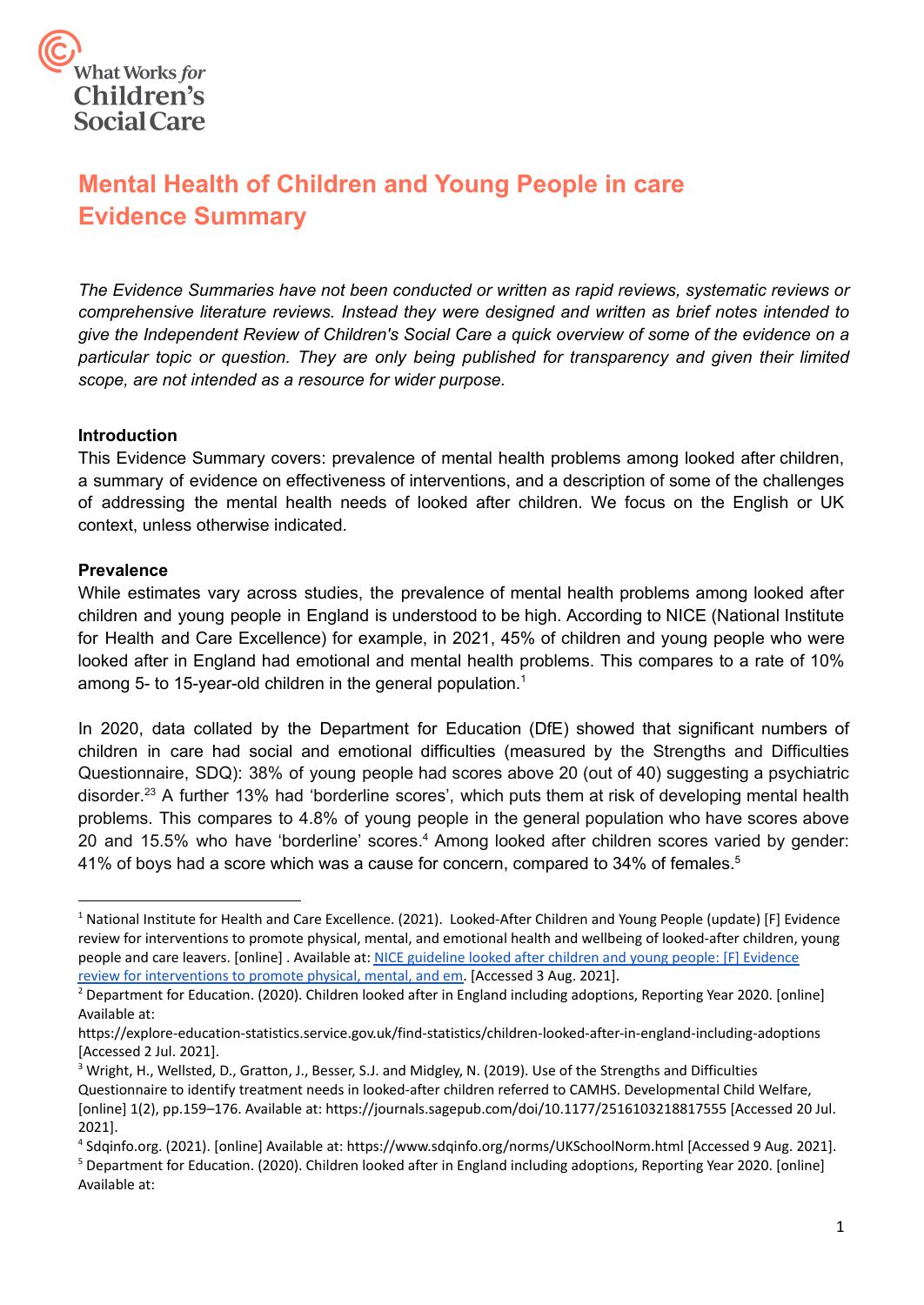What Works *for* Children's Social Care

# Mental Health of Children and Young People in care Evidence Summary

*The Evidence Summaries have not been conducted or written as rapid reviews, systematic reviews or comprehensive literature reviews. Instead they were designed and written as brief notes intended to give the Independent Review of Children's Social Care a quick overview of some of the evidence on a particular topic or question. They are only being published for transparency and given their limited scope, are not intended as a resource for wider purpose.*

**Introduction**

This Evidence Summary covers: prevalence of mental health problems among looked after children, a summary of evidence on effectiveness of interventions, and a description of some of the challenges of addressing the mental health needs of looked after children. We focus on the English or UK context, unless otherwise indicated.

**Prevalence**

While estimates vary across studies, the prevalence of mental health problems among looked after children and young people in England is understood to be high. According to NICE (National Institute for Health and Care Excellence) for example, in 2021, 45% of children and young people who were looked after in England had emotional and mental health problems. This compares to a rate of 10% among 5- to 15-year-old children in the general population.[1]

In 2020, data collated by the Department for Education (DfE) showed that significant numbers of children in care had social and emotional difficulties (measured by the Strengths and Difficulties Questionnaire, SDQ): 38% of young people had scores above 20 (out of 40) suggesting a psychiatric disorder.[2][3] A further 13% had 'borderline scores', which puts them at risk of developing mental health problems. This compares to 4.8% of young people in the general population who have scores above 20 and 15.5% who have 'borderline' scores.[4] Among looked after children scores varied by gender: 41% of boys had a score which was a cause for concern, compared to 34% of females.[5]

---

[1] National Institute for Health and Care Excellence. (2021). Looked-After Children and Young People (update) [F] Evidence review for interventions to promote physical, mental, and emotional health and wellbeing of looked-after children, young people and care leavers. [online] . Available at: [NICE guideline looked after children and young people: [F] Evidence review for interventions to promote physical, mental, and em](NICE guideline looked after children and young people: [F] Evidence review for interventions to promote physical, mental, and em). [Accessed 3 Aug. 2021].

[2] Department for Education. (2020). Children looked after in England including adoptions, Reporting Year 2020. [online] Available at: https://explore-education-statistics.service.gov.uk/find-statistics/children-looked-after-in-england-including-adoptions [Accessed 2 Jul. 2021].

[3] Wright, H., Wellsted, D., Gratton, J., Besser, S.J. and Midgley, N. (2019). Use of the Strengths and Difficulties Questionnaire to identify treatment needs in looked-after children referred to CAMHS. Developmental Child Welfare, [online] 1(2), pp.159–176. Available at: https://journals.sagepub.com/doi/10.1177/2516103218817555 [Accessed 20 Jul. 2021].

[4] Sdqinfo.org. (2021). [online] Available at: https://www.sdqinfo.org/norms/UKSchoolNorm.html [Accessed 9 Aug. 2021].

[5] Department for Education. (2020). Children looked after in England including adoptions, Reporting Year 2020. [online] Available at: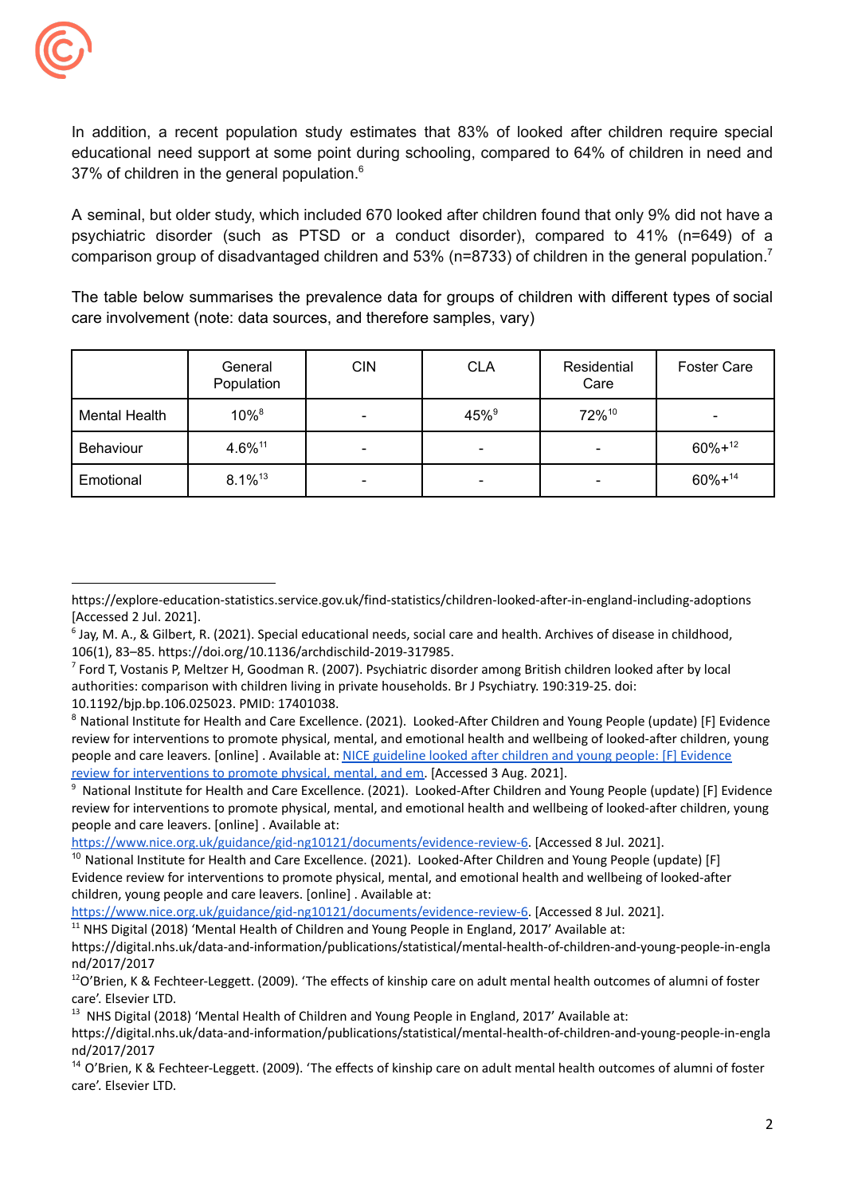In addition, a recent population study estimates that 83% of looked after children require special educational need support at some point during schooling, compared to 64% of children in need and 37% of children in the general population.[6]

A seminal, but older study, which included 670 looked after children found that only 9% did not have a psychiatric disorder (such as PTSD or a conduct disorder), compared to 41% (n=649) of a comparison group of disadvantaged children and 53% (n=8733) of children in the general population.[7]

The table below summarises the prevalence data for groups of children with different types of social care involvement (note: data sources, and therefore samples, vary)

| | General Population | CIN | CLA | Residential Care | Foster Care |
|---|---|---|---|---|---|
| Mental Health | 10%[8] | - | 45%[9] | 72%[10] | - |
| Behaviour | 4.6%[11] | - | - | - | 60%+[12] |
| Emotional | 8.1%[13] | - | - | - | 60%+[14] |

---

https://explore-education-statistics.service.gov.uk/find-statistics/children-looked-after-in-england-including-adoptions [Accessed 2 Jul. 2021].

[6] Jay, M. A., & Gilbert, R. (2021). Special educational needs, social care and health. Archives of disease in childhood, 106(1), 83–85. https://doi.org/10.1136/archdischild-2019-317985.

[7] Ford T, Vostanis P, Meltzer H, Goodman R. (2007). Psychiatric disorder among British children looked after by local authorities: comparison with children living in private households. Br J Psychiatry. 190:319-25. doi: 10.1192/bjp.bp.106.025023. PMID: 17401038.

[8] National Institute for Health and Care Excellence. (2021). Looked-After Children and Young People (update) [F] Evidence review for interventions to promote physical, mental, and emotional health and wellbeing of looked-after children, young people and care leavers. [online] . Available at: [NICE guideline looked after children and young people: [F] Evidence review for interventions to promote physical, mental, and em](). [Accessed 3 Aug. 2021].

[9] National Institute for Health and Care Excellence. (2021). Looked-After Children and Young People (update) [F] Evidence review for interventions to promote physical, mental, and emotional health and wellbeing of looked-after children, young people and care leavers. [online] . Available at: https://www.nice.org.uk/guidance/gid-ng10121/documents/evidence-review-6. [Accessed 8 Jul. 2021].

[10] National Institute for Health and Care Excellence. (2021). Looked-After Children and Young People (update) [F] Evidence review for interventions to promote physical, mental, and emotional health and wellbeing of looked-after children, young people and care leavers. [online] . Available at: https://www.nice.org.uk/guidance/gid-ng10121/documents/evidence-review-6. [Accessed 8 Jul. 2021].

[11] NHS Digital (2018) 'Mental Health of Children and Young People in England, 2017' Available at: https://digital.nhs.uk/data-and-information/publications/statistical/mental-health-of-children-and-young-people-in-england/2017/2017

[12] O'Brien, K & Fechteer-Leggett. (2009). 'The effects of kinship care on adult mental health outcomes of alumni of foster care'. Elsevier LTD.

[13] NHS Digital (2018) 'Mental Health of Children and Young People in England, 2017' Available at: https://digital.nhs.uk/data-and-information/publications/statistical/mental-health-of-children-and-young-people-in-england/2017/2017

[14] O'Brien, K & Fechteer-Leggett. (2009). 'The effects of kinship care on adult mental health outcomes of alumni of foster care'. Elsevier LTD.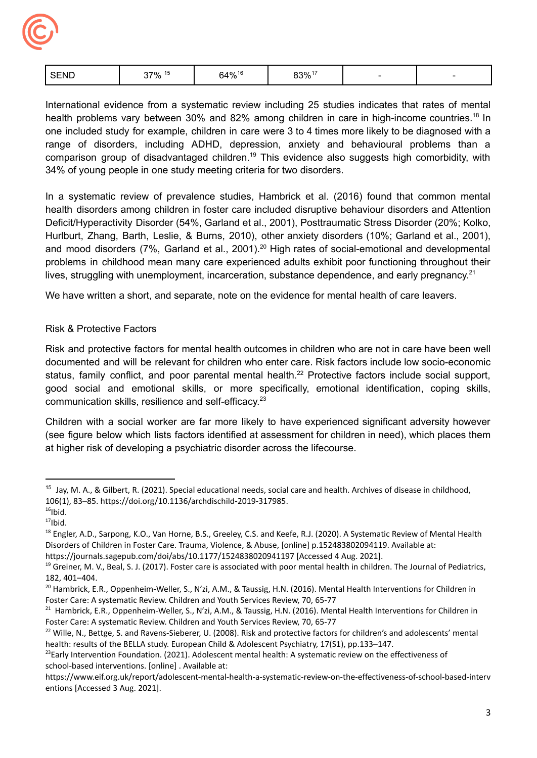| SEND | 37% [15] | 64%[16] | 83%[17] | - | - |
|---|---|---|---|---|---|

International evidence from a systematic review including 25 studies indicates that rates of mental health problems vary between 30% and 82% among children in care in high-income countries.[18] In one included study for example, children in care were 3 to 4 times more likely to be diagnosed with a range of disorders, including ADHD, depression, anxiety and behavioural problems than a comparison group of disadvantaged children.[19] This evidence also suggests high comorbidity, with 34% of young people in one study meeting criteria for two disorders.

In a systematic review of prevalence studies, Hambrick et al. (2016) found that common mental health disorders among children in foster care included disruptive behaviour disorders and Attention Deficit/Hyperactivity Disorder (54%, Garland et al., 2001), Posttraumatic Stress Disorder (20%; Kolko, Hurlburt, Zhang, Barth, Leslie, & Burns, 2010), other anxiety disorders (10%; Garland et al., 2001), and mood disorders (7%, Garland et al., 2001).[20] High rates of social-emotional and developmental problems in childhood mean many care experienced adults exhibit poor functioning throughout their lives, struggling with unemployment, incarceration, substance dependence, and early pregnancy.[21]

We have written a short, and separate, note on the evidence for mental health of care leavers.

## Risk & Protective Factors

Risk and protective factors for mental health outcomes in children who are not in care have been well documented and will be relevant for children who enter care. Risk factors include low socio-economic status, family conflict, and poor parental mental health.[22] Protective factors include social support, good social and emotional skills, or more specifically, emotional identification, coping skills, communication skills, resilience and self-efficacy.[23]

Children with a social worker are far more likely to have experienced significant adversity however (see figure below which lists factors identified at assessment for children in need), which places them at higher risk of developing a psychiatric disorder across the lifecourse.

---

[15] Jay, M. A., & Gilbert, R. (2021). Special educational needs, social care and health. Archives of disease in childhood, 106(1), 83–85. https://doi.org/10.1136/archdischild-2019-317985.

[16] Ibid.

[17] Ibid.

[18] Engler, A.D., Sarpong, K.O., Van Horne, B.S., Greeley, C.S. and Keefe, R.J. (2020). A Systematic Review of Mental Health Disorders of Children in Foster Care. Trauma, Violence, & Abuse, [online] p.152483802094119. Available at: https://journals.sagepub.com/doi/abs/10.1177/1524838020941197 [Accessed 4 Aug. 2021].

[19] Greiner, M. V., Beal, S. J. (2017). Foster care is associated with poor mental health in children. The Journal of Pediatrics, 182, 401–404.

[20] Hambrick, E.R., Oppenheim-Weller, S., N'zi, A.M., & Taussig, H.N. (2016). Mental Health Interventions for Children in Foster Care: A systematic Review. Children and Youth Services Review, 70, 65-77

[21] Hambrick, E.R., Oppenheim-Weller, S., N'zi, A.M., & Taussig, H.N. (2016). Mental Health Interventions for Children in Foster Care: A systematic Review. Children and Youth Services Review, 70, 65-77

[22] Wille, N., Bettge, S. and Ravens-Sieberer, U. (2008). Risk and protective factors for children's and adolescents' mental health: results of the BELLA study. European Child & Adolescent Psychiatry, 17(S1), pp.133–147.

[23] Early Intervention Foundation. (2021). Adolescent mental health: A systematic review on the effectiveness of school-based interventions. [online] . Available at: https://www.eif.org.uk/report/adolescent-mental-health-a-systematic-review-on-the-effectiveness-of-school-based-interventions [Accessed 3 Aug. 2021].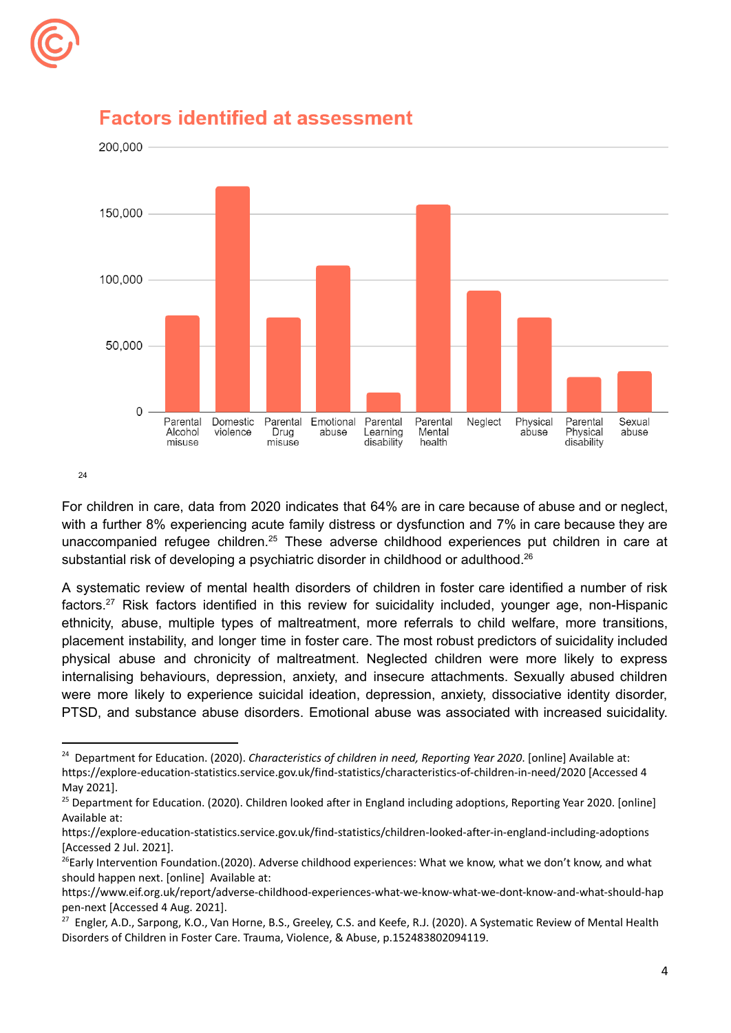## Factors identified at assessment

[24]

For children in care, data from 2020 indicates that 64% are in care because of abuse and or neglect, with a further 8% experiencing acute family distress or dysfunction and 7% in care because they are unaccompanied refugee children.[25] These adverse childhood experiences put children in care at substantial risk of developing a psychiatric disorder in childhood or adulthood.[26]

A systematic review of mental health disorders of children in foster care identified a number of risk factors.[27] Risk factors identified in this review for suicidality included, younger age, non-Hispanic ethnicity, abuse, multiple types of maltreatment, more referrals to child welfare, more transitions, placement instability, and longer time in foster care. The most robust predictors of suicidality included physical abuse and chronicity of maltreatment. Neglected children were more likely to express internalising behaviours, depression, anxiety, and insecure attachments. Sexually abused children were more likely to experience suicidal ideation, depression, anxiety, dissociative identity disorder, PTSD, and substance abuse disorders. Emotional abuse was associated with increased suicidality.

---

[24] Department for Education. (2020). *Characteristics of children in need, Reporting Year 2020*. [online] Available at: https://explore-education-statistics.service.gov.uk/find-statistics/characteristics-of-children-in-need/2020 [Accessed 4 May 2021].

[25] Department for Education. (2020). Children looked after in England including adoptions, Reporting Year 2020. [online] Available at: https://explore-education-statistics.service.gov.uk/find-statistics/children-looked-after-in-england-including-adoptions [Accessed 2 Jul. 2021].

[26] Early Intervention Foundation.(2020). Adverse childhood experiences: What we know, what we don't know, and what should happen next. [online] Available at: https://www.eif.org.uk/report/adverse-childhood-experiences-what-we-know-what-we-dont-know-and-what-should-happen-next [Accessed 4 Aug. 2021].

[27] Engler, A.D., Sarpong, K.O., Van Horne, B.S., Greeley, C.S. and Keefe, R.J. (2020). A Systematic Review of Mental Health Disorders of Children in Foster Care. Trauma, Violence, & Abuse, p.152483802094119.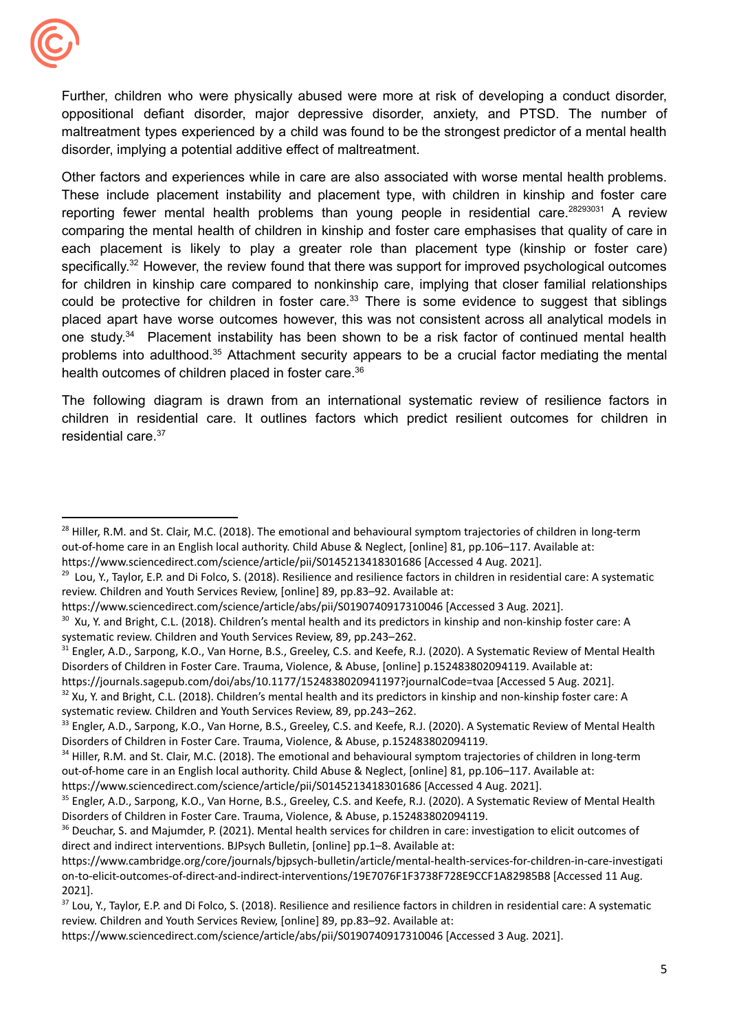Further, children who were physically abused were more at risk of developing a conduct disorder, oppositional defiant disorder, major depressive disorder, anxiety, and PTSD. The number of maltreatment types experienced by a child was found to be the strongest predictor of a mental health disorder, implying a potential additive effect of maltreatment.

Other factors and experiences while in care are also associated with worse mental health problems. These include placement instability and placement type, with children in kinship and foster care reporting fewer mental health problems than young people in residential care.[28][29][30][31] A review comparing the mental health of children in kinship and foster care emphasises that quality of care in each placement is likely to play a greater role than placement type (kinship or foster care) specifically.[32] However, the review found that there was support for improved psychological outcomes for children in kinship care compared to nonkinship care, implying that closer familial relationships could be protective for children in foster care.[33] There is some evidence to suggest that siblings placed apart have worse outcomes however, this was not consistent across all analytical models in one study.[34] Placement instability has been shown to be a risk factor of continued mental health problems into adulthood.[35] Attachment security appears to be a crucial factor mediating the mental health outcomes of children placed in foster care.[36]

The following diagram is drawn from an international systematic review of resilience factors in children in residential care. It outlines factors which predict resilient outcomes for children in residential care.[37]

---

[28] Hiller, R.M. and St. Clair, M.C. (2018). The emotional and behavioural symptom trajectories of children in long-term out-of-home care in an English local authority. Child Abuse & Neglect, [online] 81, pp.106–117. Available at: https://www.sciencedirect.com/science/article/pii/S0145213418301686 [Accessed 4 Aug. 2021].

[29] Lou, Y., Taylor, E.P. and Di Folco, S. (2018). Resilience and resilience factors in children in residential care: A systematic review. Children and Youth Services Review, [online] 89, pp.83–92. Available at: https://www.sciencedirect.com/science/article/abs/pii/S0190740917310046 [Accessed 3 Aug. 2021].

[30] Xu, Y. and Bright, C.L. (2018). Children's mental health and its predictors in kinship and non-kinship foster care: A systematic review. Children and Youth Services Review, 89, pp.243–262.

[31] Engler, A.D., Sarpong, K.O., Van Horne, B.S., Greeley, C.S. and Keefe, R.J. (2020). A Systematic Review of Mental Health Disorders of Children in Foster Care. Trauma, Violence, & Abuse, [online] p.152483802094119. Available at: https://journals.sagepub.com/doi/abs/10.1177/1524838020941197?journalCode=tvaa [Accessed 5 Aug. 2021].

[32] Xu, Y. and Bright, C.L. (2018). Children's mental health and its predictors in kinship and non-kinship foster care: A systematic review. Children and Youth Services Review, 89, pp.243–262.

[33] Engler, A.D., Sarpong, K.O., Van Horne, B.S., Greeley, C.S. and Keefe, R.J. (2020). A Systematic Review of Mental Health Disorders of Children in Foster Care. Trauma, Violence, & Abuse, p.152483802094119.

[34] Hiller, R.M. and St. Clair, M.C. (2018). The emotional and behavioural symptom trajectories of children in long-term out-of-home care in an English local authority. Child Abuse & Neglect, [online] 81, pp.106–117. Available at: https://www.sciencedirect.com/science/article/pii/S0145213418301686 [Accessed 4 Aug. 2021].

[35] Engler, A.D., Sarpong, K.O., Van Horne, B.S., Greeley, C.S. and Keefe, R.J. (2020). A Systematic Review of Mental Health Disorders of Children in Foster Care. Trauma, Violence, & Abuse, p.152483802094119.

[36] Deuchar, S. and Majumder, P. (2021). Mental health services for children in care: investigation to elicit outcomes of direct and indirect interventions. BJPsych Bulletin, [online] pp.1–8. Available at: https://www.cambridge.org/core/journals/bjpsych-bulletin/article/mental-health-services-for-children-in-care-investigation-to-elicit-outcomes-of-direct-and-indirect-interventions/19E7076F1F3738F728E9CCF1A82985B8 [Accessed 11 Aug. 2021].

[37] Lou, Y., Taylor, E.P. and Di Folco, S. (2018). Resilience and resilience factors in children in residential care: A systematic review. Children and Youth Services Review, [online] 89, pp.83–92. Available at: https://www.sciencedirect.com/science/article/abs/pii/S0190740917310046 [Accessed 3 Aug. 2021].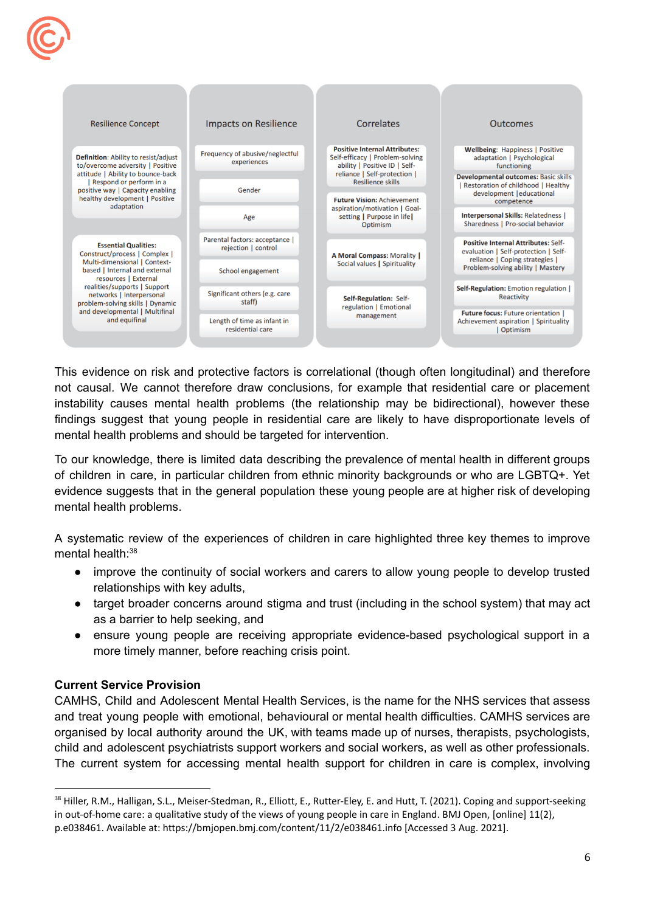| Resilience Concept | Impacts on Resilience | Correlates | Outcomes |
|---|---|---|---|
| **Definition**: Ability to resist/adjust to/overcome adversity \| Positive attitude \| Ability to bounce-back \| Respond or perform in a positive way \| Capacity enabling healthy development \| Positive adaptation | Frequency of abusive/neglectful experiences | **Positive Internal Attributes:** Self-efficacy \| Problem-solving ability \| Positive ID \| Self-reliance \| Self-protection \| Resilience skills | **Wellbeing**: Happiness \| Positive adaptation \| Psychological functioning |
| **Essential Qualities:** Construct/process \| Complex \| Multi-dimensional \| Context-based \| Internal and external resources \| External realities/supports \| Support networks \| Interpersonal problem-solving skills \| Dynamic and developmental \| Multifinal and equifinal | Gender | **Future Vision:** Achievement aspiration/motivation \| Goal-setting \| Purpose in life\| Optimism | **Developmental outcomes:** Basic skills \| Restoration of childhood \| Healthy development \|educational competence |
| | Age | **A Moral Compass:** Morality \| Social values \| Spirituality | **Interpersonal Skills:** Relatedness \| Sharedness \| Pro-social behavior |
| | Parental factors: acceptance \| rejection \| control | **Self-Regulation:** Self-regulation \| Emotional management | **Positive Internal Attributes:** Self-evaluation \| Self-protection \| Self-reliance \| Coping strategies \| Problem-solving ability \| Mastery |
| | School engagement | | **Self-Regulation:** Emotion regulation \| Reactivity |
| | Significant others (e.g. care staff) | | **Future focus:** Future orientation \| Achievement aspiration \| Spirituality \| Optimism |
| | Length of time as infant in residential care | | |

This evidence on risk and protective factors is correlational (though often longitudinal) and therefore not causal. We cannot therefore draw conclusions, for example that residential care or placement instability causes mental health problems (the relationship may be bidirectional), however these findings suggest that young people in residential care are likely to have disproportionate levels of mental health problems and should be targeted for intervention.

To our knowledge, there is limited data describing the prevalence of mental health in different groups of children in care, in particular children from ethnic minority backgrounds or who are LGBTQ+. Yet evidence suggests that in the general population these young people are at higher risk of developing mental health problems.

A systematic review of the experiences of children in care highlighted three key themes to improve mental health:[38]

- improve the continuity of social workers and carers to allow young people to develop trusted relationships with key adults,
- target broader concerns around stigma and trust (including in the school system) that may act as a barrier to help seeking, and
- ensure young people are receiving appropriate evidence-based psychological support in a more timely manner, before reaching crisis point.

**Current Service Provision**

CAMHS, Child and Adolescent Mental Health Services, is the name for the NHS services that assess and treat young people with emotional, behavioural or mental health difficulties. CAMHS services are organised by local authority around the UK, with teams made up of nurses, therapists, psychologists, child and adolescent psychiatrists support workers and social workers, as well as other professionals. The current system for accessing mental health support for children in care is complex, involving

[38] Hiller, R.M., Halligan, S.L., Meiser-Stedman, R., Elliott, E., Rutter-Eley, E. and Hutt, T. (2021). Coping and support-seeking in out-of-home care: a qualitative study of the views of young people in care in England. BMJ Open, [online] 11(2), p.e038461. Available at: https://bmjopen.bmj.com/content/11/2/e038461.info [Accessed 3 Aug. 2021].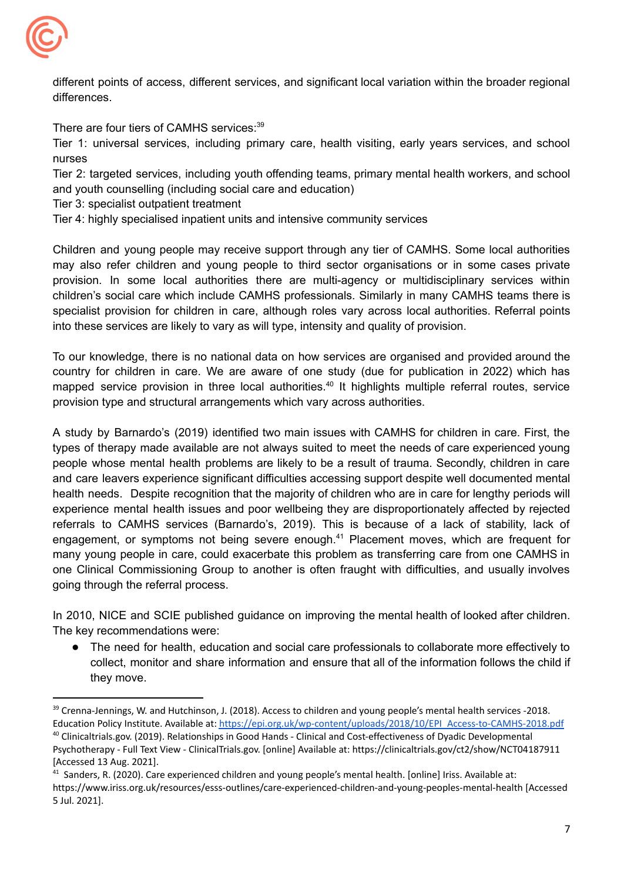different points of access, different services, and significant local variation within the broader regional differences.

There are four tiers of CAMHS services:[39]

Tier 1: universal services, including primary care, health visiting, early years services, and school nurses

Tier 2: targeted services, including youth offending teams, primary mental health workers, and school and youth counselling (including social care and education)

Tier 3: specialist outpatient treatment

Tier 4: highly specialised inpatient units and intensive community services

Children and young people may receive support through any tier of CAMHS. Some local authorities may also refer children and young people to third sector organisations or in some cases private provision. In some local authorities there are multi-agency or multidisciplinary services within children's social care which include CAMHS professionals. Similarly in many CAMHS teams there is specialist provision for children in care, although roles vary across local authorities. Referral points into these services are likely to vary as will type, intensity and quality of provision.

To our knowledge, there is no national data on how services are organised and provided around the country for children in care. We are aware of one study (due for publication in 2022) which has mapped service provision in three local authorities.[40] It highlights multiple referral routes, service provision type and structural arrangements which vary across authorities.

A study by Barnardo's (2019) identified two main issues with CAMHS for children in care. First, the types of therapy made available are not always suited to meet the needs of care experienced young people whose mental health problems are likely to be a result of trauma. Secondly, children in care and care leavers experience significant difficulties accessing support despite well documented mental health needs. Despite recognition that the majority of children who are in care for lengthy periods will experience mental health issues and poor wellbeing they are disproportionately affected by rejected referrals to CAMHS services (Barnardo's, 2019). This is because of a lack of stability, lack of engagement, or symptoms not being severe enough.[41] Placement moves, which are frequent for many young people in care, could exacerbate this problem as transferring care from one CAMHS in one Clinical Commissioning Group to another is often fraught with difficulties, and usually involves going through the referral process.

In 2010, NICE and SCIE published guidance on improving the mental health of looked after children. The key recommendations were:

- The need for health, education and social care professionals to collaborate more effectively to collect, monitor and share information and ensure that all of the information follows the child if they move.

---

[39] Crenna-Jennings, W. and Hutchinson, J. (2018). Access to children and young people's mental health services -2018. Education Policy Institute. Available at: https://epi.org.uk/wp-content/uploads/2018/10/EPI_Access-to-CAMHS-2018.pdf

[40] Clinicaltrials.gov. (2019). Relationships in Good Hands - Clinical and Cost-effectiveness of Dyadic Developmental Psychotherapy - Full Text View - ClinicalTrials.gov. [online] Available at: https://clinicaltrials.gov/ct2/show/NCT04187911 [Accessed 13 Aug. 2021].

[41] Sanders, R. (2020). Care experienced children and young people's mental health. [online] Iriss. Available at: https://www.iriss.org.uk/resources/esss-outlines/care-experienced-children-and-young-peoples-mental-health [Accessed 5 Jul. 2021].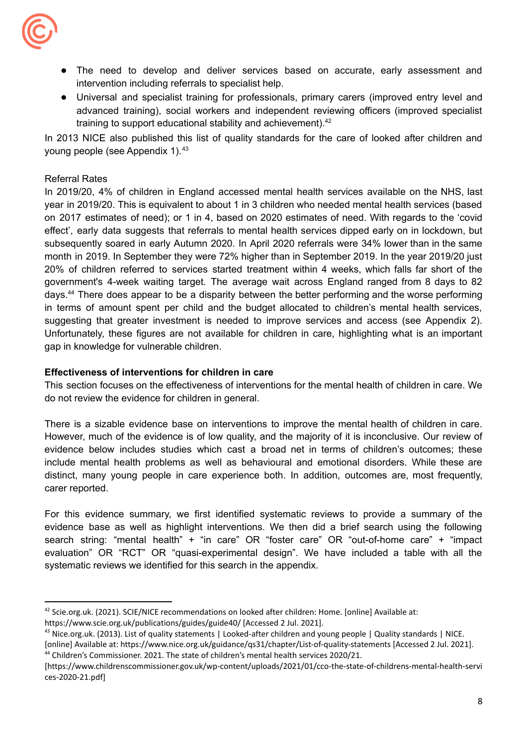- The need to develop and deliver services based on accurate, early assessment and intervention including referrals to specialist help.
- Universal and specialist training for professionals, primary carers (improved entry level and advanced training), social workers and independent reviewing officers (improved specialist training to support educational stability and achievement).[42]

In 2013 NICE also published this list of quality standards for the care of looked after children and young people (see Appendix 1).[43]

Referral Rates

In 2019/20, 4% of children in England accessed mental health services available on the NHS, last year in 2019/20. This is equivalent to about 1 in 3 children who needed mental health services (based on 2017 estimates of need); or 1 in 4, based on 2020 estimates of need. With regards to the 'covid effect', early data suggests that referrals to mental health services dipped early on in lockdown, but subsequently soared in early Autumn 2020. In April 2020 referrals were 34% lower than in the same month in 2019. In September they were 72% higher than in September 2019. In the year 2019/20 just 20% of children referred to services started treatment within 4 weeks, which falls far short of the government's 4-week waiting target. The average wait across England ranged from 8 days to 82 days.[44] There does appear to be a disparity between the better performing and the worse performing in terms of amount spent per child and the budget allocated to children's mental health services, suggesting that greater investment is needed to improve services and access (see Appendix 2). Unfortunately, these figures are not available for children in care, highlighting what is an important gap in knowledge for vulnerable children.

**Effectiveness of interventions for children in care**

This section focuses on the effectiveness of interventions for the mental health of children in care. We do not review the evidence for children in general.

There is a sizable evidence base on interventions to improve the mental health of children in care. However, much of the evidence is of low quality, and the majority of it is inconclusive. Our review of evidence below includes studies which cast a broad net in terms of children's outcomes; these include mental health problems as well as behavioural and emotional disorders. While these are distinct, many young people in care experience both. In addition, outcomes are, most frequently, carer reported.

For this evidence summary, we first identified systematic reviews to provide a summary of the evidence base as well as highlight interventions. We then did a brief search using the following search string: "mental health" + "in care" OR "foster care" OR "out-of-home care" + "impact evaluation" OR "RCT" OR "quasi-experimental design". We have included a table with all the systematic reviews we identified for this search in the appendix.

---

[42] Scie.org.uk. (2021). SCIE/NICE recommendations on looked after children: Home. [online] Available at: https://www.scie.org.uk/publications/guides/guide40/ [Accessed 2 Jul. 2021].

[43] Nice.org.uk. (2013). List of quality statements | Looked-after children and young people | Quality standards | NICE. [online] Available at: https://www.nice.org.uk/guidance/qs31/chapter/List-of-quality-statements [Accessed 2 Jul. 2021].

[44] Children's Commissioner. 2021. The state of children's mental health services 2020/21. [https://www.childrenscommissioner.gov.uk/wp-content/uploads/2021/01/cco-the-state-of-childrens-mental-health-services-2020-21.pdf]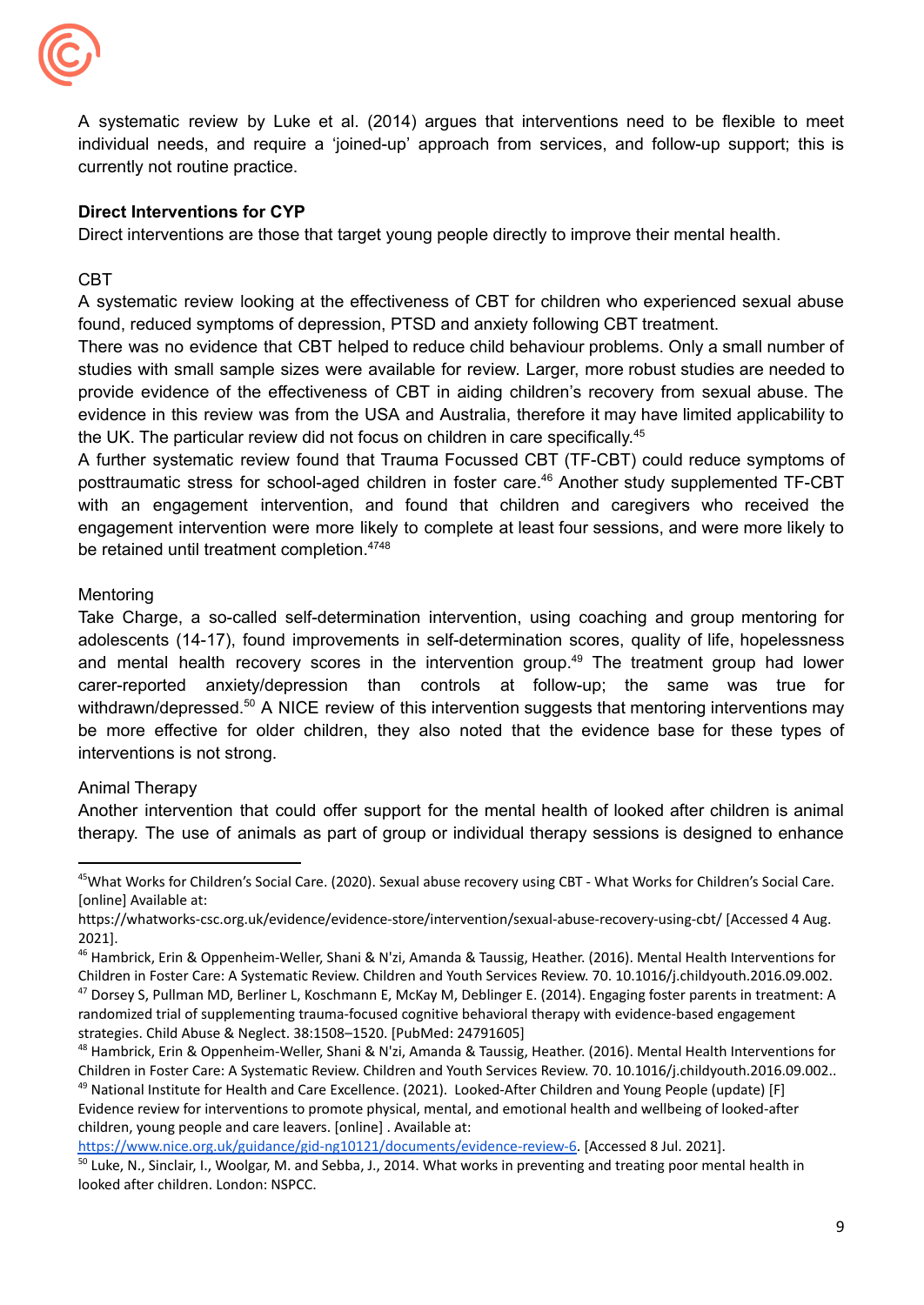A systematic review by Luke et al. (2014) argues that interventions need to be flexible to meet individual needs, and require a 'joined-up' approach from services, and follow-up support; this is currently not routine practice.

**Direct Interventions for CYP**

Direct interventions are those that target young people directly to improve their mental health.

CBT

A systematic review looking at the effectiveness of CBT for children who experienced sexual abuse found, reduced symptoms of depression, PTSD and anxiety following CBT treatment.

There was no evidence that CBT helped to reduce child behaviour problems. Only a small number of studies with small sample sizes were available for review. Larger, more robust studies are needed to provide evidence of the effectiveness of CBT in aiding children's recovery from sexual abuse. The evidence in this review was from the USA and Australia, therefore it may have limited applicability to the UK. The particular review did not focus on children in care specifically.[45]

A further systematic review found that Trauma Focussed CBT (TF-CBT) could reduce symptoms of posttraumatic stress for school-aged children in foster care.[46] Another study supplemented TF-CBT with an engagement intervention, and found that children and caregivers who received the engagement intervention were more likely to complete at least four sessions, and were more likely to be retained until treatment completion.[47][48]

Mentoring

Take Charge, a so-called self-determination intervention, using coaching and group mentoring for adolescents (14-17), found improvements in self-determination scores, quality of life, hopelessness and mental health recovery scores in the intervention group.[49] The treatment group had lower carer-reported anxiety/depression than controls at follow-up; the same was true for withdrawn/depressed.[50] A NICE review of this intervention suggests that mentoring interventions may be more effective for older children, they also noted that the evidence base for these types of interventions is not strong.

Animal Therapy

Another intervention that could offer support for the mental health of looked after children is animal therapy. The use of animals as part of group or individual therapy sessions is designed to enhance

---

[45] What Works for Children's Social Care. (2020). Sexual abuse recovery using CBT - What Works for Children's Social Care. [online] Available at: https://whatworks-csc.org.uk/evidence/evidence-store/intervention/sexual-abuse-recovery-using-cbt/ [Accessed 4 Aug. 2021].

[46] Hambrick, Erin & Oppenheim-Weller, Shani & N'zi, Amanda & Taussig, Heather. (2016). Mental Health Interventions for Children in Foster Care: A Systematic Review. Children and Youth Services Review. 70. 10.1016/j.childyouth.2016.09.002.

[47] Dorsey S, Pullman MD, Berliner L, Koschmann E, McKay M, Deblinger E. (2014). Engaging foster parents in treatment: A randomized trial of supplementing trauma-focused cognitive behavioral therapy with evidence-based engagement strategies. Child Abuse & Neglect. 38:1508–1520. [PubMed: 24791605]

[48] Hambrick, Erin & Oppenheim-Weller, Shani & N'zi, Amanda & Taussig, Heather. (2016). Mental Health Interventions for Children in Foster Care: A Systematic Review. Children and Youth Services Review. 70. 10.1016/j.childyouth.2016.09.002..

[49] National Institute for Health and Care Excellence. (2021). Looked-After Children and Young People (update) [F] Evidence review for interventions to promote physical, mental, and emotional health and wellbeing of looked-after children, young people and care leavers. [online] . Available at: https://www.nice.org.uk/guidance/gid-ng10121/documents/evidence-review-6. [Accessed 8 Jul. 2021].

[50] Luke, N., Sinclair, I., Woolgar, M. and Sebba, J., 2014. What works in preventing and treating poor mental health in looked after children. London: NSPCC.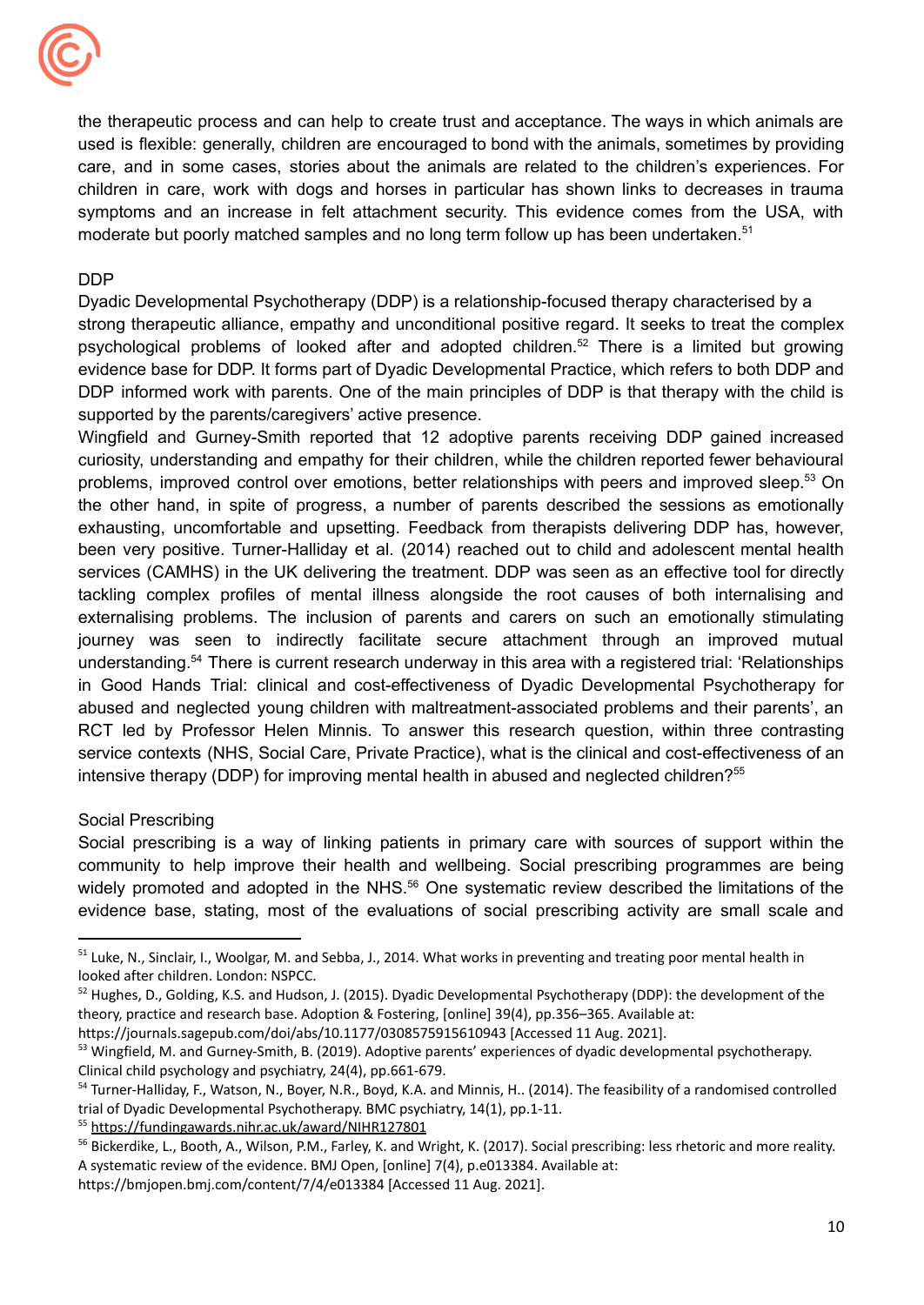the therapeutic process and can help to create trust and acceptance. The ways in which animals are used is flexible: generally, children are encouraged to bond with the animals, sometimes by providing care, and in some cases, stories about the animals are related to the children's experiences. For children in care, work with dogs and horses in particular has shown links to decreases in trauma symptoms and an increase in felt attachment security. This evidence comes from the USA, with moderate but poorly matched samples and no long term follow up has been undertaken.[51]

### DDP

Dyadic Developmental Psychotherapy (DDP) is a relationship-focused therapy characterised by a strong therapeutic alliance, empathy and unconditional positive regard. It seeks to treat the complex psychological problems of looked after and adopted children.[52] There is a limited but growing evidence base for DDP. It forms part of Dyadic Developmental Practice, which refers to both DDP and DDP informed work with parents. One of the main principles of DDP is that therapy with the child is supported by the parents/caregivers' active presence.

Wingfield and Gurney-Smith reported that 12 adoptive parents receiving DDP gained increased curiosity, understanding and empathy for their children, while the children reported fewer behavioural problems, improved control over emotions, better relationships with peers and improved sleep.[53] On the other hand, in spite of progress, a number of parents described the sessions as emotionally exhausting, uncomfortable and upsetting. Feedback from therapists delivering DDP has, however, been very positive. Turner-Halliday et al. (2014) reached out to child and adolescent mental health services (CAMHS) in the UK delivering the treatment. DDP was seen as an effective tool for directly tackling complex profiles of mental illness alongside the root causes of both internalising and externalising problems. The inclusion of parents and carers on such an emotionally stimulating journey was seen to indirectly facilitate secure attachment through an improved mutual understanding.[54] There is current research underway in this area with a registered trial: 'Relationships in Good Hands Trial: clinical and cost-effectiveness of Dyadic Developmental Psychotherapy for abused and neglected young children with maltreatment-associated problems and their parents', an RCT led by Professor Helen Minnis. To answer this research question, within three contrasting service contexts (NHS, Social Care, Private Practice), what is the clinical and cost-effectiveness of an intensive therapy (DDP) for improving mental health in abused and neglected children?[55]

### Social Prescribing

Social prescribing is a way of linking patients in primary care with sources of support within the community to help improve their health and wellbeing. Social prescribing programmes are being widely promoted and adopted in the NHS.[56] One systematic review described the limitations of the evidence base, stating, most of the evaluations of social prescribing activity are small scale and

---

[51] Luke, N., Sinclair, I., Woolgar, M. and Sebba, J., 2014. What works in preventing and treating poor mental health in looked after children. London: NSPCC.

[52] Hughes, D., Golding, K.S. and Hudson, J. (2015). Dyadic Developmental Psychotherapy (DDP): the development of the theory, practice and research base. Adoption & Fostering, [online] 39(4), pp.356–365. Available at: https://journals.sagepub.com/doi/abs/10.1177/0308575915610943 [Accessed 11 Aug. 2021].

[53] Wingfield, M. and Gurney-Smith, B. (2019). Adoptive parents' experiences of dyadic developmental psychotherapy. Clinical child psychology and psychiatry, 24(4), pp.661-679.

[54] Turner-Halliday, F., Watson, N., Boyer, N.R., Boyd, K.A. and Minnis, H.. (2014). The feasibility of a randomised controlled trial of Dyadic Developmental Psychotherapy. BMC psychiatry, 14(1), pp.1-11.

[55] https://fundingawards.nihr.ac.uk/award/NIHR127801

[56] Bickerdike, L., Booth, A., Wilson, P.M., Farley, K. and Wright, K. (2017). Social prescribing: less rhetoric and more reality. A systematic review of the evidence. BMJ Open, [online] 7(4), p.e013384. Available at: https://bmjopen.bmj.com/content/7/4/e013384 [Accessed 11 Aug. 2021].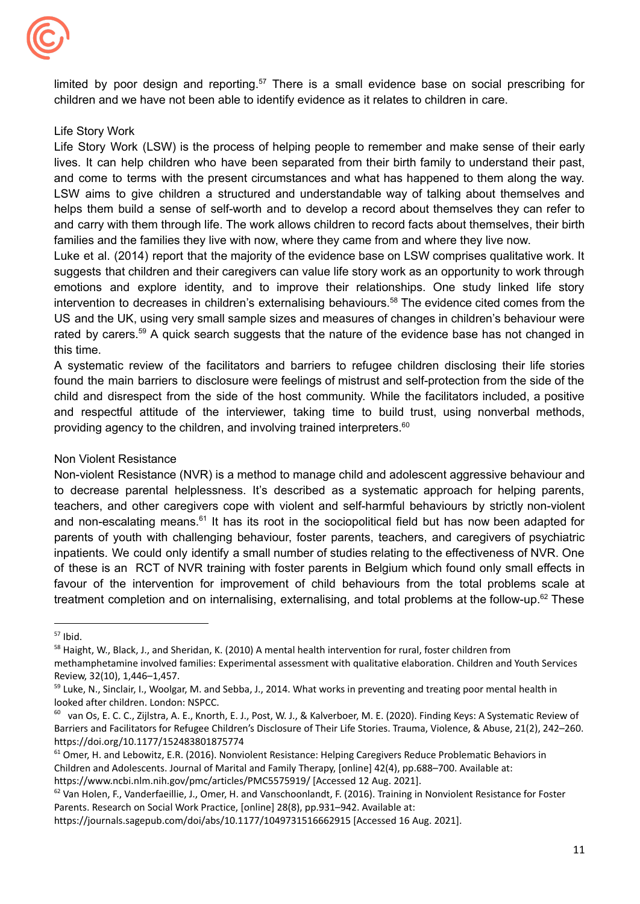limited by poor design and reporting.[57] There is a small evidence base on social prescribing for children and we have not been able to identify evidence as it relates to children in care.

### Life Story Work

Life Story Work (LSW) is the process of helping people to remember and make sense of their early lives. It can help children who have been separated from their birth family to understand their past, and come to terms with the present circumstances and what has happened to them along the way. LSW aims to give children a structured and understandable way of talking about themselves and helps them build a sense of self-worth and to develop a record about themselves they can refer to and carry with them through life. The work allows children to record facts about themselves, their birth families and the families they live with now, where they came from and where they live now.

Luke et al. (2014) report that the majority of the evidence base on LSW comprises qualitative work. It suggests that children and their caregivers can value life story work as an opportunity to work through emotions and explore identity, and to improve their relationships. One study linked life story intervention to decreases in children's externalising behaviours.[58] The evidence cited comes from the US and the UK, using very small sample sizes and measures of changes in children's behaviour were rated by carers.[59] A quick search suggests that the nature of the evidence base has not changed in this time.

A systematic review of the facilitators and barriers to refugee children disclosing their life stories found the main barriers to disclosure were feelings of mistrust and self-protection from the side of the child and disrespect from the side of the host community. While the facilitators included, a positive and respectful attitude of the interviewer, taking time to build trust, using nonverbal methods, providing agency to the children, and involving trained interpreters.[60]

### Non Violent Resistance

Non-violent Resistance (NVR) is a method to manage child and adolescent aggressive behaviour and to decrease parental helplessness. It's described as a systematic approach for helping parents, teachers, and other caregivers cope with violent and self-harmful behaviours by strictly non-violent and non-escalating means.[61] It has its root in the sociopolitical field but has now been adapted for parents of youth with challenging behaviour, foster parents, teachers, and caregivers of psychiatric inpatients. We could only identify a small number of studies relating to the effectiveness of NVR. One of these is an RCT of NVR training with foster parents in Belgium which found only small effects in favour of the intervention for improvement of child behaviours from the total problems scale at treatment completion and on internalising, externalising, and total problems at the follow-up.[62] These

---

[57] Ibid.

[58] Haight, W., Black, J., and Sheridan, K. (2010) A mental health intervention for rural, foster children from methamphetamine involved families: Experimental assessment with qualitative elaboration. Children and Youth Services Review, 32(10), 1,446–1,457.

[59] Luke, N., Sinclair, I., Woolgar, M. and Sebba, J., 2014. What works in preventing and treating poor mental health in looked after children. London: NSPCC.

[60] van Os, E. C. C., Zijlstra, A. E., Knorth, E. J., Post, W. J., & Kalverboer, M. E. (2020). Finding Keys: A Systematic Review of Barriers and Facilitators for Refugee Children's Disclosure of Their Life Stories. Trauma, Violence, & Abuse, 21(2), 242–260. https://doi.org/10.1177/152483801875774

[61] Omer, H. and Lebowitz, E.R. (2016). Nonviolent Resistance: Helping Caregivers Reduce Problematic Behaviors in Children and Adolescents. Journal of Marital and Family Therapy, [online] 42(4), pp.688–700. Available at: https://www.ncbi.nlm.nih.gov/pmc/articles/PMC5575919/ [Accessed 12 Aug. 2021].

[62] Van Holen, F., Vanderfaeillie, J., Omer, H. and Vanschoonlandt, F. (2016). Training in Nonviolent Resistance for Foster Parents. Research on Social Work Practice, [online] 28(8), pp.931–942. Available at: https://journals.sagepub.com/doi/abs/10.1177/1049731516662915 [Accessed 16 Aug. 2021].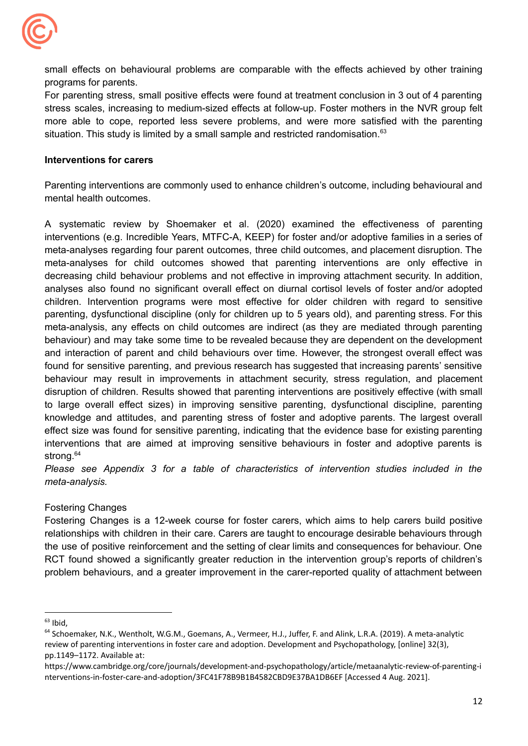small effects on behavioural problems are comparable with the effects achieved by other training programs for parents.

For parenting stress, small positive effects were found at treatment conclusion in 3 out of 4 parenting stress scales, increasing to medium-sized effects at follow-up. Foster mothers in the NVR group felt more able to cope, reported less severe problems, and were more satisfied with the parenting situation. This study is limited by a small sample and restricted randomisation.[63]

**Interventions for carers**

Parenting interventions are commonly used to enhance children's outcome, including behavioural and mental health outcomes.

A systematic review by Shoemaker et al. (2020) examined the effectiveness of parenting interventions (e.g. Incredible Years, MTFC-A, KEEP) for foster and/or adoptive families in a series of meta-analyses regarding four parent outcomes, three child outcomes, and placement disruption. The meta-analyses for child outcomes showed that parenting interventions are only effective in decreasing child behaviour problems and not effective in improving attachment security. In addition, analyses also found no significant overall effect on diurnal cortisol levels of foster and/or adopted children. Intervention programs were most effective for older children with regard to sensitive parenting, dysfunctional discipline (only for children up to 5 years old), and parenting stress. For this meta-analysis, any effects on child outcomes are indirect (as they are mediated through parenting behaviour) and may take some time to be revealed because they are dependent on the development and interaction of parent and child behaviours over time. However, the strongest overall effect was found for sensitive parenting, and previous research has suggested that increasing parents' sensitive behaviour may result in improvements in attachment security, stress regulation, and placement disruption of children. Results showed that parenting interventions are positively effective (with small to large overall effect sizes) in improving sensitive parenting, dysfunctional discipline, parenting knowledge and attitudes, and parenting stress of foster and adoptive parents. The largest overall effect size was found for sensitive parenting, indicating that the evidence base for existing parenting interventions that are aimed at improving sensitive behaviours in foster and adoptive parents is strong.[64]

*Please see Appendix 3 for a table of characteristics of intervention studies included in the meta-analysis.*

Fostering Changes

Fostering Changes is a 12-week course for foster carers, which aims to help carers build positive relationships with children in their care. Carers are taught to encourage desirable behaviours through the use of positive reinforcement and the setting of clear limits and consequences for behaviour. One RCT found showed a significantly greater reduction in the intervention group's reports of children's problem behaviours, and a greater improvement in the carer-reported quality of attachment between

---

[63] Ibid,

[64] Schoemaker, N.K., Wentholt, W.G.M., Goemans, A., Vermeer, H.J., Juffer, F. and Alink, L.R.A. (2019). A meta-analytic review of parenting interventions in foster care and adoption. Development and Psychopathology, [online] 32(3), pp.1149–1172. Available at: https://www.cambridge.org/core/journals/development-and-psychopathology/article/metaanalytic-review-of-parenting-interventions-in-foster-care-and-adoption/3FC41F78B9B1B4582CBD9E37BA1DB6EF [Accessed 4 Aug. 2021].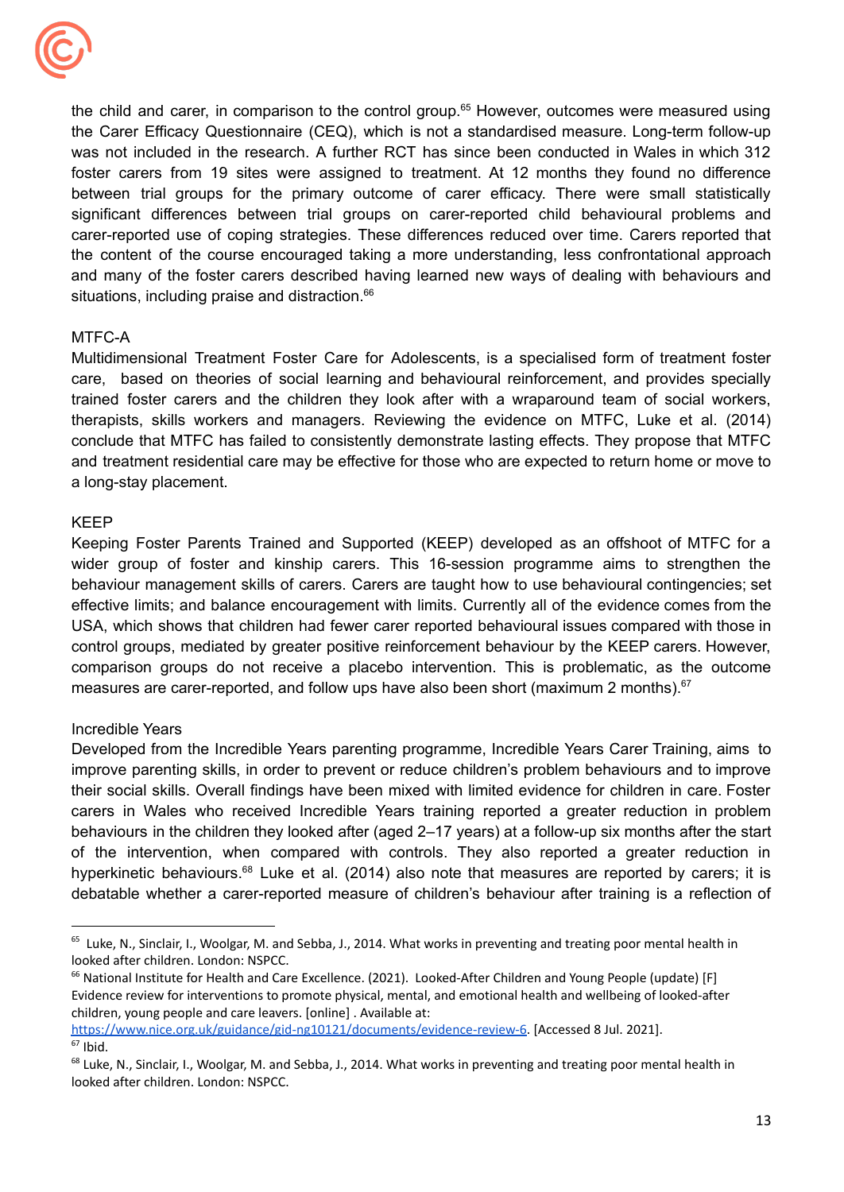the child and carer, in comparison to the control group.[65] However, outcomes were measured using the Carer Efficacy Questionnaire (CEQ), which is not a standardised measure. Long-term follow-up was not included in the research. A further RCT has since been conducted in Wales in which 312 foster carers from 19 sites were assigned to treatment. At 12 months they found no difference between trial groups for the primary outcome of carer efficacy. There were small statistically significant differences between trial groups on carer-reported child behavioural problems and carer-reported use of coping strategies. These differences reduced over time. Carers reported that the content of the course encouraged taking a more understanding, less confrontational approach and many of the foster carers described having learned new ways of dealing with behaviours and situations, including praise and distraction.[66]

MTFC-A

Multidimensional Treatment Foster Care for Adolescents, is a specialised form of treatment foster care, based on theories of social learning and behavioural reinforcement, and provides specially trained foster carers and the children they look after with a wraparound team of social workers, therapists, skills workers and managers. Reviewing the evidence on MTFC, Luke et al. (2014) conclude that MTFC has failed to consistently demonstrate lasting effects. They propose that MTFC and treatment residential care may be effective for those who are expected to return home or move to a long-stay placement.

KEEP

Keeping Foster Parents Trained and Supported (KEEP) developed as an offshoot of MTFC for a wider group of foster and kinship carers. This 16-session programme aims to strengthen the behaviour management skills of carers. Carers are taught how to use behavioural contingencies; set effective limits; and balance encouragement with limits. Currently all of the evidence comes from the USA, which shows that children had fewer carer reported behavioural issues compared with those in control groups, mediated by greater positive reinforcement behaviour by the KEEP carers. However, comparison groups do not receive a placebo intervention. This is problematic, as the outcome measures are carer-reported, and follow ups have also been short (maximum 2 months).[67]

Incredible Years

Developed from the Incredible Years parenting programme, Incredible Years Carer Training, aims to improve parenting skills, in order to prevent or reduce children's problem behaviours and to improve their social skills. Overall findings have been mixed with limited evidence for children in care. Foster carers in Wales who received Incredible Years training reported a greater reduction in problem behaviours in the children they looked after (aged 2–17 years) at a follow-up six months after the start of the intervention, when compared with controls. They also reported a greater reduction in hyperkinetic behaviours.[68] Luke et al. (2014) also note that measures are reported by carers; it is debatable whether a carer-reported measure of children's behaviour after training is a reflection of

---

[65] Luke, N., Sinclair, I., Woolgar, M. and Sebba, J., 2014. What works in preventing and treating poor mental health in looked after children. London: NSPCC.

[66] National Institute for Health and Care Excellence. (2021). Looked-After Children and Young People (update) [F] Evidence review for interventions to promote physical, mental, and emotional health and wellbeing of looked-after children, young people and care leavers. [online] . Available at: https://www.nice.org.uk/guidance/gid-ng10121/documents/evidence-review-6. [Accessed 8 Jul. 2021].

[67] Ibid.

[68] Luke, N., Sinclair, I., Woolgar, M. and Sebba, J., 2014. What works in preventing and treating poor mental health in looked after children. London: NSPCC.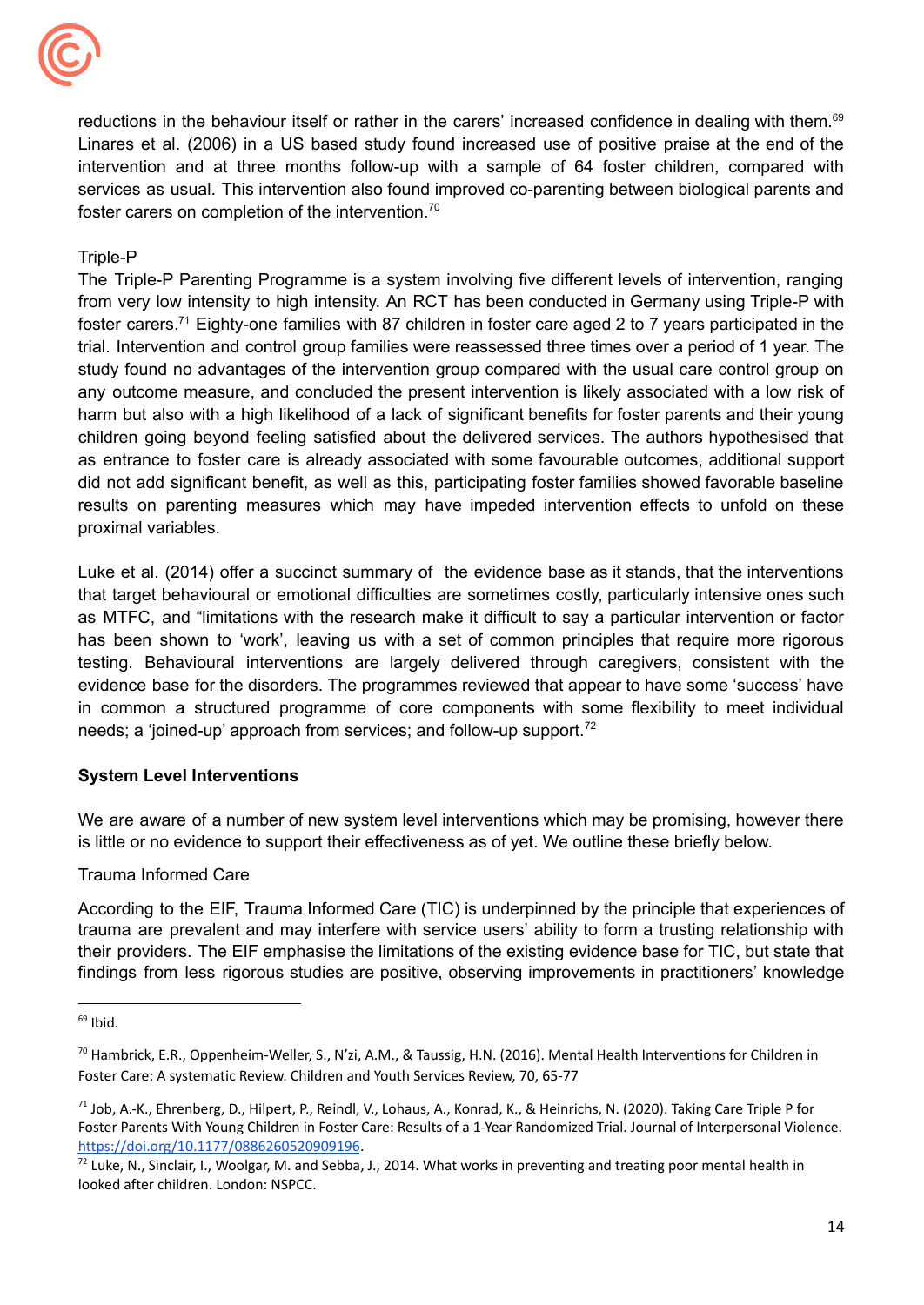reductions in the behaviour itself or rather in the carers' increased confidence in dealing with them.[69] Linares et al. (2006) in a US based study found increased use of positive praise at the end of the intervention and at three months follow-up with a sample of 64 foster children, compared with services as usual. This intervention also found improved co-parenting between biological parents and foster carers on completion of the intervention.[70]

Triple-P

The Triple-P Parenting Programme is a system involving five different levels of intervention, ranging from very low intensity to high intensity. An RCT has been conducted in Germany using Triple-P with foster carers.[71] Eighty-one families with 87 children in foster care aged 2 to 7 years participated in the trial. Intervention and control group families were reassessed three times over a period of 1 year. The study found no advantages of the intervention group compared with the usual care control group on any outcome measure, and concluded the present intervention is likely associated with a low risk of harm but also with a high likelihood of a lack of significant benefits for foster parents and their young children going beyond feeling satisfied about the delivered services. The authors hypothesised that as entrance to foster care is already associated with some favourable outcomes, additional support did not add significant benefit, as well as this, participating foster families showed favorable baseline results on parenting measures which may have impeded intervention effects to unfold on these proximal variables.

Luke et al. (2014) offer a succinct summary of the evidence base as it stands, that the interventions that target behavioural or emotional difficulties are sometimes costly, particularly intensive ones such as MTFC, and "limitations with the research make it difficult to say a particular intervention or factor has been shown to 'work', leaving us with a set of common principles that require more rigorous testing. Behavioural interventions are largely delivered through caregivers, consistent with the evidence base for the disorders. The programmes reviewed that appear to have some 'success' have in common a structured programme of core components with some flexibility to meet individual needs; a 'joined-up' approach from services; and follow-up support.[72]

**System Level Interventions**

We are aware of a number of new system level interventions which may be promising, however there is little or no evidence to support their effectiveness as of yet. We outline these briefly below.

Trauma Informed Care

According to the EIF, Trauma Informed Care (TIC) is underpinned by the principle that experiences of trauma are prevalent and may interfere with service users' ability to form a trusting relationship with their providers. The EIF emphasise the limitations of the existing evidence base for TIC, but state that findings from less rigorous studies are positive, observing improvements in practitioners' knowledge

---

[69] Ibid.

[70] Hambrick, E.R., Oppenheim-Weller, S., N'zi, A.M., & Taussig, H.N. (2016). Mental Health Interventions for Children in Foster Care: A systematic Review. Children and Youth Services Review, 70, 65-77

[71] Job, A.-K., Ehrenberg, D., Hilpert, P., Reindl, V., Lohaus, A., Konrad, K., & Heinrichs, N. (2020). Taking Care Triple P for Foster Parents With Young Children in Foster Care: Results of a 1-Year Randomized Trial. Journal of Interpersonal Violence. https://doi.org/10.1177/0886260520909196.

[72] Luke, N., Sinclair, I., Woolgar, M. and Sebba, J., 2014. What works in preventing and treating poor mental health in looked after children. London: NSPCC.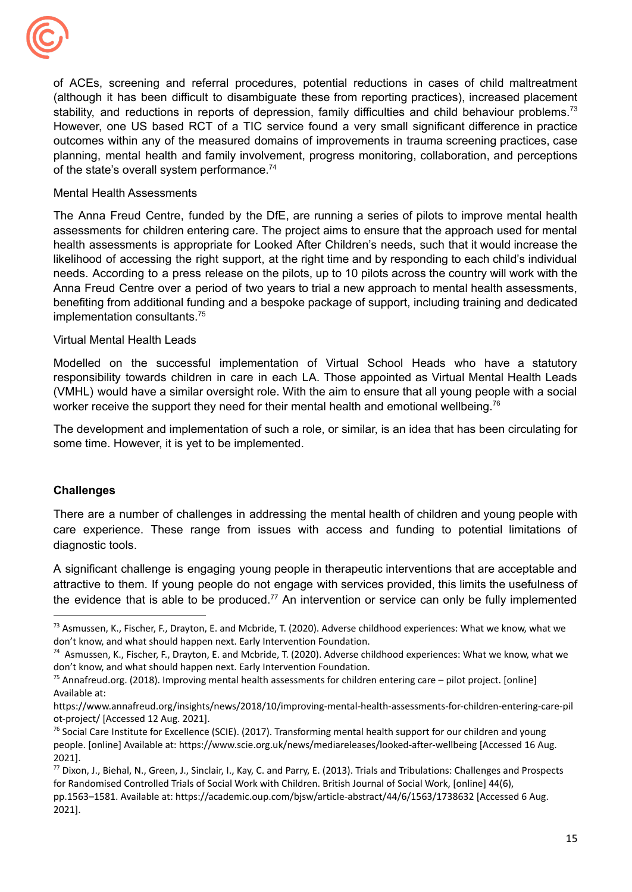of ACEs, screening and referral procedures, potential reductions in cases of child maltreatment (although it has been difficult to disambiguate these from reporting practices), increased placement stability, and reductions in reports of depression, family difficulties and child behaviour problems.[73] However, one US based RCT of a TIC service found a very small significant difference in practice outcomes within any of the measured domains of improvements in trauma screening practices, case planning, mental health and family involvement, progress monitoring, collaboration, and perceptions of the state's overall system performance.[74]

Mental Health Assessments

The Anna Freud Centre, funded by the DfE, are running a series of pilots to improve mental health assessments for children entering care. The project aims to ensure that the approach used for mental health assessments is appropriate for Looked After Children's needs, such that it would increase the likelihood of accessing the right support, at the right time and by responding to each child's individual needs. According to a press release on the pilots, up to 10 pilots across the country will work with the Anna Freud Centre over a period of two years to trial a new approach to mental health assessments, benefiting from additional funding and a bespoke package of support, including training and dedicated implementation consultants.[75]

Virtual Mental Health Leads

Modelled on the successful implementation of Virtual School Heads who have a statutory responsibility towards children in care in each LA. Those appointed as Virtual Mental Health Leads (VMHL) would have a similar oversight role. With the aim to ensure that all young people with a social worker receive the support they need for their mental health and emotional wellbeing.[76]

The development and implementation of such a role, or similar, is an idea that has been circulating for some time. However, it is yet to be implemented.

**Challenges**

There are a number of challenges in addressing the mental health of children and young people with care experience. These range from issues with access and funding to potential limitations of diagnostic tools.

A significant challenge is engaging young people in therapeutic interventions that are acceptable and attractive to them. If young people do not engage with services provided, this limits the usefulness of the evidence that is able to be produced.[77] An intervention or service can only be fully implemented

---

[73] Asmussen, K., Fischer, F., Drayton, E. and Mcbride, T. (2020). Adverse childhood experiences: What we know, what we don't know, and what should happen next. Early Intervention Foundation.

[74] Asmussen, K., Fischer, F., Drayton, E. and Mcbride, T. (2020). Adverse childhood experiences: What we know, what we don't know, and what should happen next. Early Intervention Foundation.

[75] Annafreud.org. (2018). Improving mental health assessments for children entering care – pilot project. [online] Available at: https://www.annafreud.org/insights/news/2018/10/improving-mental-health-assessments-for-children-entering-care-pilot-project/ [Accessed 12 Aug. 2021].

[76] Social Care Institute for Excellence (SCIE). (2017). Transforming mental health support for our children and young people. [online] Available at: https://www.scie.org.uk/news/mediareleases/looked-after-wellbeing [Accessed 16 Aug. 2021].

[77] Dixon, J., Biehal, N., Green, J., Sinclair, I., Kay, C. and Parry, E. (2013). Trials and Tribulations: Challenges and Prospects for Randomised Controlled Trials of Social Work with Children. British Journal of Social Work, [online] 44(6), pp.1563–1581. Available at: https://academic.oup.com/bjsw/article-abstract/44/6/1563/1738632 [Accessed 6 Aug. 2021].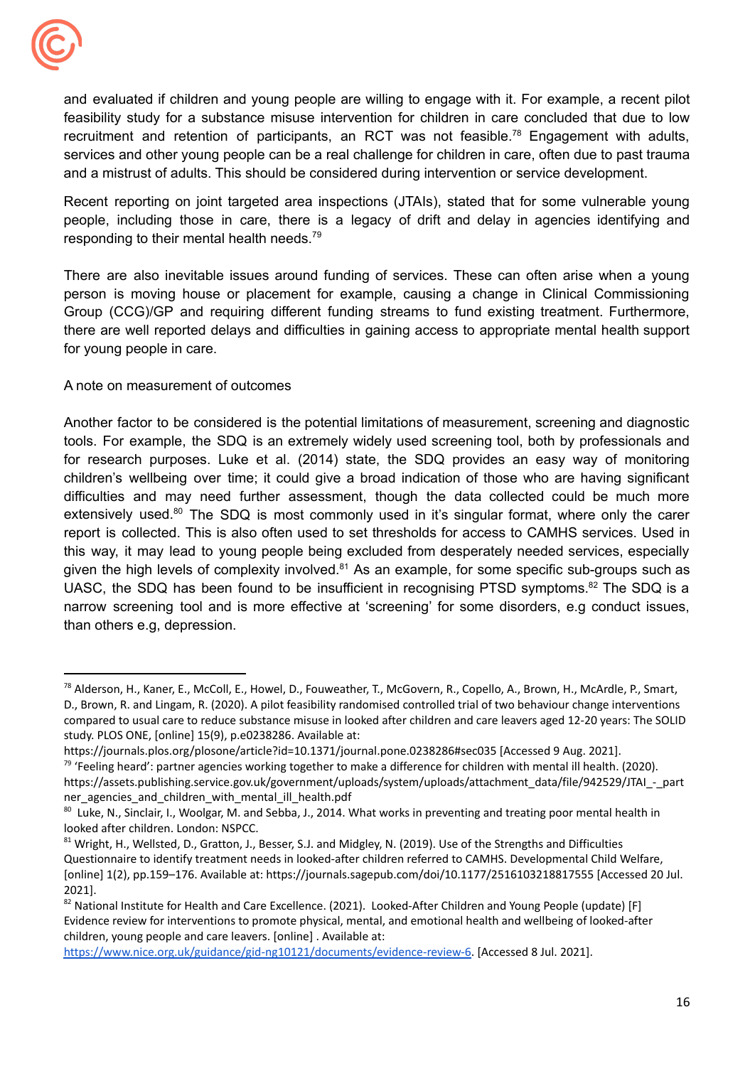and evaluated if children and young people are willing to engage with it. For example, a recent pilot feasibility study for a substance misuse intervention for children in care concluded that due to low recruitment and retention of participants, an RCT was not feasible.[78] Engagement with adults, services and other young people can be a real challenge for children in care, often due to past trauma and a mistrust of adults. This should be considered during intervention or service development.

Recent reporting on joint targeted area inspections (JTAIs), stated that for some vulnerable young people, including those in care, there is a legacy of drift and delay in agencies identifying and responding to their mental health needs.[79]

There are also inevitable issues around funding of services. These can often arise when a young person is moving house or placement for example, causing a change in Clinical Commissioning Group (CCG)/GP and requiring different funding streams to fund existing treatment. Furthermore, there are well reported delays and difficulties in gaining access to appropriate mental health support for young people in care.

A note on measurement of outcomes

Another factor to be considered is the potential limitations of measurement, screening and diagnostic tools. For example, the SDQ is an extremely widely used screening tool, both by professionals and for research purposes. Luke et al. (2014) state, the SDQ provides an easy way of monitoring children's wellbeing over time; it could give a broad indication of those who are having significant difficulties and may need further assessment, though the data collected could be much more extensively used.[80] The SDQ is most commonly used in it's singular format, where only the carer report is collected. This is also often used to set thresholds for access to CAMHS services. Used in this way, it may lead to young people being excluded from desperately needed services, especially given the high levels of complexity involved.[81] As an example, for some specific sub-groups such as UASC, the SDQ has been found to be insufficient in recognising PTSD symptoms.[82] The SDQ is a narrow screening tool and is more effective at 'screening' for some disorders, e.g conduct issues, than others e.g, depression.

---

[78] Alderson, H., Kaner, E., McColl, E., Howel, D., Fouweather, T., McGovern, R., Copello, A., Brown, H., McArdle, P., Smart, D., Brown, R. and Lingam, R. (2020). A pilot feasibility randomised controlled trial of two behaviour change interventions compared to usual care to reduce substance misuse in looked after children and care leavers aged 12-20 years: The SOLID study. PLOS ONE, [online] 15(9), p.e0238286. Available at: https://journals.plos.org/plosone/article?id=10.1371/journal.pone.0238286#sec035 [Accessed 9 Aug. 2021].

[79] 'Feeling heard': partner agencies working together to make a difference for children with mental ill health. (2020). https://assets.publishing.service.gov.uk/government/uploads/system/uploads/attachment_data/file/942529/JTAI_-_partner_agencies_and_children_with_mental_ill_health.pdf

[80] Luke, N., Sinclair, I., Woolgar, M. and Sebba, J., 2014. What works in preventing and treating poor mental health in looked after children. London: NSPCC.

[81] Wright, H., Wellsted, D., Gratton, J., Besser, S.J. and Midgley, N. (2019). Use of the Strengths and Difficulties Questionnaire to identify treatment needs in looked-after children referred to CAMHS. Developmental Child Welfare, [online] 1(2), pp.159–176. Available at: https://journals.sagepub.com/doi/10.1177/2516103218817555 [Accessed 20 Jul. 2021].

[82] National Institute for Health and Care Excellence. (2021). Looked-After Children and Young People (update) [F] Evidence review for interventions to promote physical, mental, and emotional health and wellbeing of looked-after children, young people and care leavers. [online] . Available at: https://www.nice.org.uk/guidance/gid-ng10121/documents/evidence-review-6. [Accessed 8 Jul. 2021].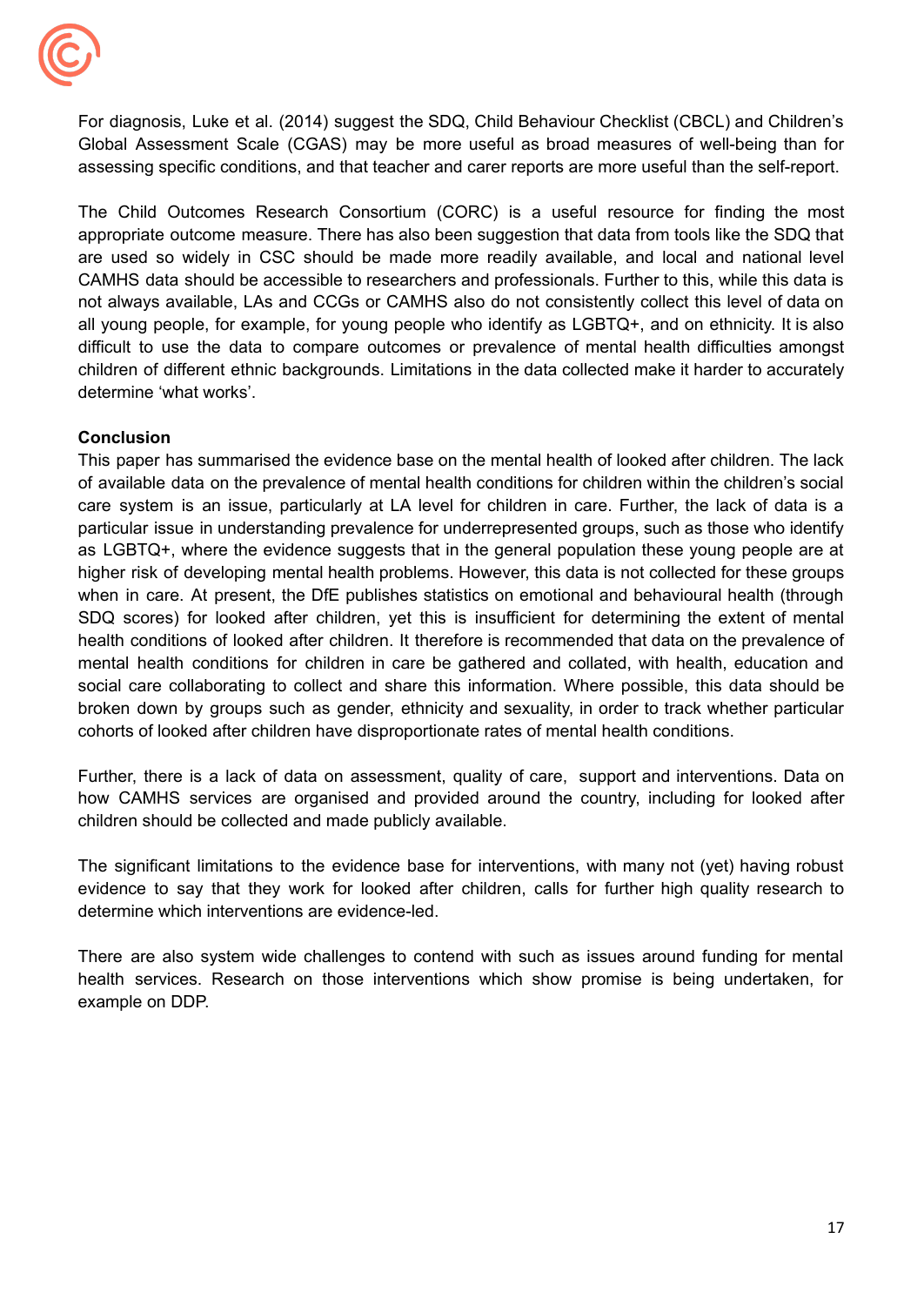For diagnosis, Luke et al. (2014) suggest the SDQ, Child Behaviour Checklist (CBCL) and Children's Global Assessment Scale (CGAS) may be more useful as broad measures of well-being than for assessing specific conditions, and that teacher and carer reports are more useful than the self-report.

The Child Outcomes Research Consortium (CORC) is a useful resource for finding the most appropriate outcome measure. There has also been suggestion that data from tools like the SDQ that are used so widely in CSC should be made more readily available, and local and national level CAMHS data should be accessible to researchers and professionals. Further to this, while this data is not always available, LAs and CCGs or CAMHS also do not consistently collect this level of data on all young people, for example, for young people who identify as LGBTQ+, and on ethnicity. It is also difficult to use the data to compare outcomes or prevalence of mental health difficulties amongst children of different ethnic backgrounds. Limitations in the data collected make it harder to accurately determine 'what works'.

**Conclusion**

This paper has summarised the evidence base on the mental health of looked after children. The lack of available data on the prevalence of mental health conditions for children within the children's social care system is an issue, particularly at LA level for children in care. Further, the lack of data is a particular issue in understanding prevalence for underrepresented groups, such as those who identify as LGBTQ+, where the evidence suggests that in the general population these young people are at higher risk of developing mental health problems. However, this data is not collected for these groups when in care. At present, the DfE publishes statistics on emotional and behavioural health (through SDQ scores) for looked after children, yet this is insufficient for determining the extent of mental health conditions of looked after children. It therefore is recommended that data on the prevalence of mental health conditions for children in care be gathered and collated, with health, education and social care collaborating to collect and share this information. Where possible, this data should be broken down by groups such as gender, ethnicity and sexuality, in order to track whether particular cohorts of looked after children have disproportionate rates of mental health conditions.

Further, there is a lack of data on assessment, quality of care, support and interventions. Data on how CAMHS services are organised and provided around the country, including for looked after children should be collected and made publicly available.

The significant limitations to the evidence base for interventions, with many not (yet) having robust evidence to say that they work for looked after children, calls for further high quality research to determine which interventions are evidence-led.

There are also system wide challenges to contend with such as issues around funding for mental health services. Research on those interventions which show promise is being undertaken, for example on DDP.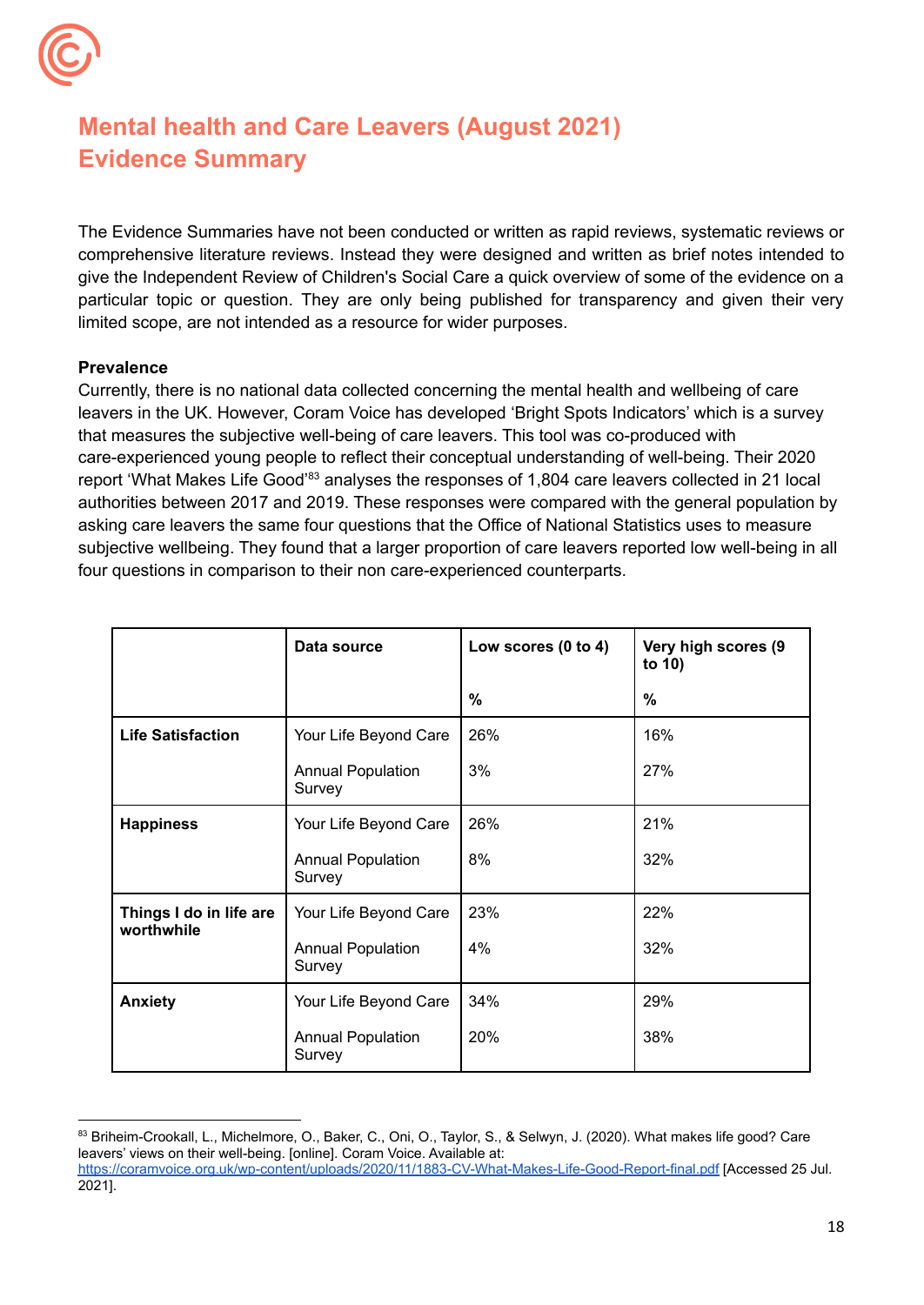# Mental health and Care Leavers (August 2021) Evidence Summary

The Evidence Summaries have not been conducted or written as rapid reviews, systematic reviews or comprehensive literature reviews. Instead they were designed and written as brief notes intended to give the Independent Review of Children's Social Care a quick overview of some of the evidence on a particular topic or question. They are only being published for transparency and given their very limited scope, are not intended as a resource for wider purposes.

**Prevalence**

Currently, there is no national data collected concerning the mental health and wellbeing of care leavers in the UK. However, Coram Voice has developed 'Bright Spots Indicators' which is a survey that measures the subjective well-being of care leavers. This tool was co-produced with care-experienced young people to reflect their conceptual understanding of well-being. Their 2020 report 'What Makes Life Good'[83] analyses the responses of 1,804 care leavers collected in 21 local authorities between 2017 and 2019. These responses were compared with the general population by asking care leavers the same four questions that the Office of National Statistics uses to measure subjective wellbeing. They found that a larger proportion of care leavers reported low well-being in all four questions in comparison to their non care-experienced counterparts.

| | Data source | Low scores (0 to 4) % | Very high scores (9 to 10) % |
|---|---|---|---|
| **Life Satisfaction** | Your Life Beyond Care | 26% | 16% |
| | Annual Population Survey | 3% | 27% |
| **Happiness** | Your Life Beyond Care | 26% | 21% |
| | Annual Population Survey | 8% | 32% |
| **Things I do in life are worthwhile** | Your Life Beyond Care | 23% | 22% |
| | Annual Population Survey | 4% | 32% |
| **Anxiety** | Your Life Beyond Care | 34% | 29% |
| | Annual Population Survey | 20% | 38% |

[83] Briheim-Crookall, L., Michelmore, O., Baker, C., Oni, O., Taylor, S., & Selwyn, J. (2020). What makes life good? Care leavers' views on their well-being. [online]. Coram Voice. Available at: https://coramvoice.org.uk/wp-content/uploads/2020/11/1883-CV-What-Makes-Life-Good-Report-final.pdf [Accessed 25 Jul. 2021].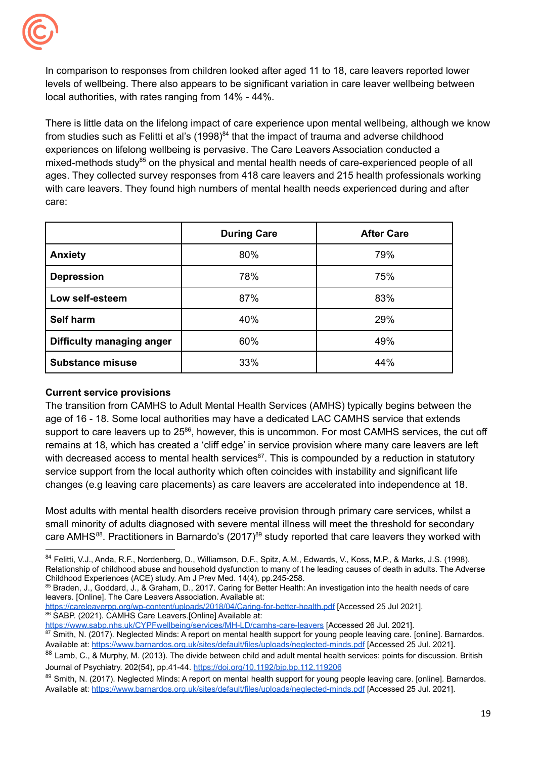In comparison to responses from children looked after aged 11 to 18, care leavers reported lower levels of wellbeing. There also appears to be significant variation in care leaver wellbeing between local authorities, with rates ranging from 14% - 44%.

There is little data on the lifelong impact of care experience upon mental wellbeing, although we know from studies such as Felitti et al's (1998)[84] that the impact of trauma and adverse childhood experiences on lifelong wellbeing is pervasive. The Care Leavers Association conducted a mixed-methods study[85] on the physical and mental health needs of care-experienced people of all ages. They collected survey responses from 418 care leavers and 215 health professionals working with care leavers. They found high numbers of mental health needs experienced during and after care:

| | During Care | After Care |
|---|---|---|
| **Anxiety** | 80% | 79% |
| **Depression** | 78% | 75% |
| **Low self-esteem** | 87% | 83% |
| **Self harm** | 40% | 29% |
| **Difficulty managing anger** | 60% | 49% |
| **Substance misuse** | 33% | 44% |

**Current service provisions**

The transition from CAMHS to Adult Mental Health Services (AMHS) typically begins between the age of 16 - 18. Some local authorities may have a dedicated LAC CAMHS service that extends support to care leavers up to 25[86], however, this is uncommon. For most CAMHS services, the cut off remains at 18, which has created a 'cliff edge' in service provision where many care leavers are left with decreased access to mental health services[87]. This is compounded by a reduction in statutory service support from the local authority which often coincides with instability and significant life changes (e.g leaving care placements) as care leavers are accelerated into independence at 18.

Most adults with mental health disorders receive provision through primary care services, whilst a small minority of adults diagnosed with severe mental illness will meet the threshold for secondary care AMHS[88]. Practitioners in Barnardo's (2017)[89] study reported that care leavers they worked with

---

[84] Felitti, V.J., Anda, R.F., Nordenberg, D., Williamson, D.F., Spitz, A.M., Edwards, V., Koss, M.P., & Marks, J.S. (1998). Relationship of childhood abuse and household dysfunction to many of t he leading causes of death in adults. The Adverse Childhood Experiences (ACE) study. Am J Prev Med. 14(4), pp.245-258.

[85] Braden, J., Goddard, J., & Graham, D., 2017. Caring for Better Health: An investigation into the health needs of care leavers. [Online]. The Care Leavers Association. Available at: https://careleaverpp.org/wp-content/uploads/2018/04/Caring-for-better-health.pdf [Accessed 25 Jul 2021].

[86] SABP. (2021). CAMHS Care Leavers.[Online] Available at: https://www.sabp.nhs.uk/CYPFwellbeing/services/MH-LD/camhs-care-leavers [Accessed 26 Jul. 2021].

[87] Smith, N. (2017). Neglected Minds: A report on mental health support for young people leaving care. [online]. Barnardos. Available at: https://www.barnardos.org.uk/sites/default/files/uploads/neglected-minds.pdf [Accessed 25 Jul. 2021].

[88] Lamb, C., & Murphy, M. (2013). The divide between child and adult mental health services: points for discussion. British Journal of Psychiatry. 202(54), pp.41-44. https://doi.org/10.1192/bjp.bp.112.119206

[89] Smith, N. (2017). Neglected Minds: A report on mental health support for young people leaving care. [online]. Barnardos. Available at: https://www.barnardos.org.uk/sites/default/files/uploads/neglected-minds.pdf [Accessed 25 Jul. 2021].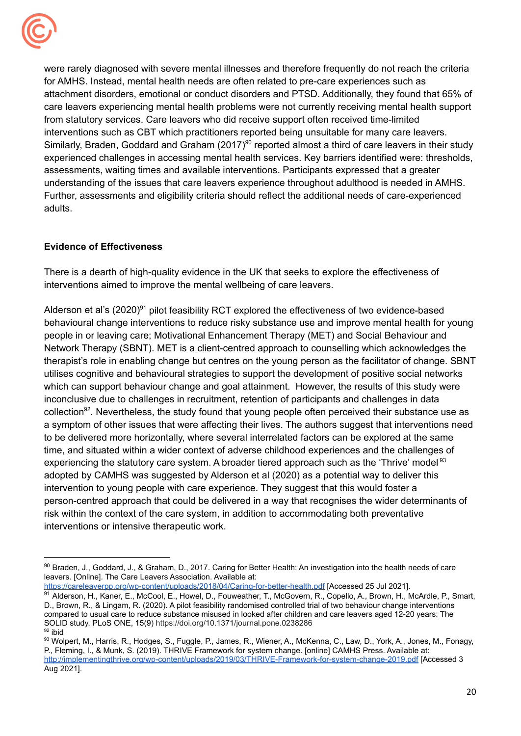were rarely diagnosed with severe mental illnesses and therefore frequently do not reach the criteria for AMHS. Instead, mental health needs are often related to pre-care experiences such as attachment disorders, emotional or conduct disorders and PTSD. Additionally, they found that 65% of care leavers experiencing mental health problems were not currently receiving mental health support from statutory services. Care leavers who did receive support often received time-limited interventions such as CBT which practitioners reported being unsuitable for many care leavers. Similarly, Braden, Goddard and Graham (2017)[90] reported almost a third of care leavers in their study experienced challenges in accessing mental health services. Key barriers identified were: thresholds, assessments, waiting times and available interventions. Participants expressed that a greater understanding of the issues that care leavers experience throughout adulthood is needed in AMHS. Further, assessments and eligibility criteria should reflect the additional needs of care-experienced adults.

**Evidence of Effectiveness**

There is a dearth of high-quality evidence in the UK that seeks to explore the effectiveness of interventions aimed to improve the mental wellbeing of care leavers.

Alderson et al's (2020)[91] pilot feasibility RCT explored the effectiveness of two evidence-based behavioural change interventions to reduce risky substance use and improve mental health for young people in or leaving care; Motivational Enhancement Therapy (MET) and Social Behaviour and Network Therapy (SBNT). MET is a client-centred approach to counselling which acknowledges the therapist's role in enabling change but centres on the young person as the facilitator of change. SBNT utilises cognitive and behavioural strategies to support the development of positive social networks which can support behaviour change and goal attainment. However, the results of this study were inconclusive due to challenges in recruitment, retention of participants and challenges in data collection[92]. Nevertheless, the study found that young people often perceived their substance use as a symptom of other issues that were affecting their lives. The authors suggest that interventions need to be delivered more horizontally, where several interrelated factors can be explored at the same time, and situated within a wider context of adverse childhood experiences and the challenges of experiencing the statutory care system. A broader tiered approach such as the 'Thrive' model[93] adopted by CAMHS was suggested by Alderson et al (2020) as a potential way to deliver this intervention to young people with care experience. They suggest that this would foster a person-centred approach that could be delivered in a way that recognises the wider determinants of risk within the context of the care system, in addition to accommodating both preventative interventions or intensive therapeutic work.

---

[90] Braden, J., Goddard, J., & Graham, D., 2017. Caring for Better Health: An investigation into the health needs of care leavers. [Online]. The Care Leavers Association. Available at: https://careleaverpp.org/wp-content/uploads/2018/04/Caring-for-better-health.pdf [Accessed 25 Jul 2021].

[91] Alderson, H., Kaner, E., McCool, E., Howel, D., Fouweather, T., McGovern, R., Copello, A., Brown, H., McArdle, P., Smart, D., Brown, R., & Lingam, R. (2020). A pilot feasibility randomised controlled trial of two behaviour change interventions compared to usual care to reduce substance misused in looked after children and care leavers aged 12-20 years: The SOLID study. PLoS ONE, 15(9) https://doi.org/10.1371/journal.pone.0238286

[92] ibid

[93] Wolpert, M., Harris, R., Hodges, S., Fuggle, P., James, R., Wiener, A., McKenna, C., Law, D., York, A., Jones, M., Fonagy, P., Fleming, I., & Munk, S. (2019). THRIVE Framework for system change. [online] CAMHS Press. Available at: http://implementingthrive.org/wp-content/uploads/2019/03/THRIVE-Framework-for-system-change-2019.pdf [Accessed 3 Aug 2021].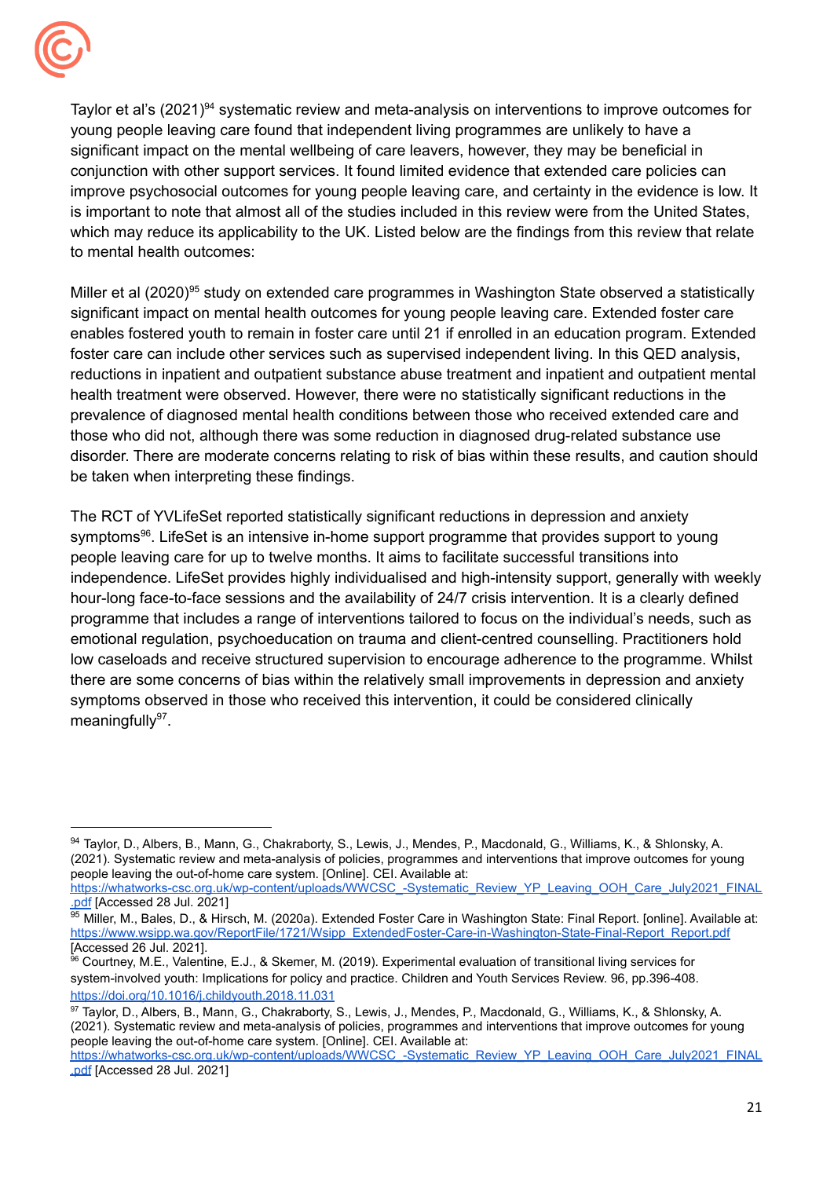Taylor et al's (2021)[94] systematic review and meta-analysis on interventions to improve outcomes for young people leaving care found that independent living programmes are unlikely to have a significant impact on the mental wellbeing of care leavers, however, they may be beneficial in conjunction with other support services. It found limited evidence that extended care policies can improve psychosocial outcomes for young people leaving care, and certainty in the evidence is low. It is important to note that almost all of the studies included in this review were from the United States, which may reduce its applicability to the UK. Listed below are the findings from this review that relate to mental health outcomes:

Miller et al (2020)[95] study on extended care programmes in Washington State observed a statistically significant impact on mental health outcomes for young people leaving care. Extended foster care enables fostered youth to remain in foster care until 21 if enrolled in an education program. Extended foster care can include other services such as supervised independent living. In this QED analysis, reductions in inpatient and outpatient substance abuse treatment and inpatient and outpatient mental health treatment were observed. However, there were no statistically significant reductions in the prevalence of diagnosed mental health conditions between those who received extended care and those who did not, although there was some reduction in diagnosed drug-related substance use disorder. There are moderate concerns relating to risk of bias within these results, and caution should be taken when interpreting these findings.

The RCT of YVLifeSet reported statistically significant reductions in depression and anxiety symptoms[96]. LifeSet is an intensive in-home support programme that provides support to young people leaving care for up to twelve months. It aims to facilitate successful transitions into independence. LifeSet provides highly individualised and high-intensity support, generally with weekly hour-long face-to-face sessions and the availability of 24/7 crisis intervention. It is a clearly defined programme that includes a range of interventions tailored to focus on the individual's needs, such as emotional regulation, psychoeducation on trauma and client-centred counselling. Practitioners hold low caseloads and receive structured supervision to encourage adherence to the programme. Whilst there are some concerns of bias within the relatively small improvements in depression and anxiety symptoms observed in those who received this intervention, it could be considered clinically meaningfully[97].

---

[94] Taylor, D., Albers, B., Mann, G., Chakraborty, S., Lewis, J., Mendes, P., Macdonald, G., Williams, K., & Shlonsky, A. (2021). Systematic review and meta-analysis of policies, programmes and interventions that improve outcomes for young people leaving the out-of-home care system. [Online]. CEI. Available at: https://whatworks-csc.org.uk/wp-content/uploads/WWCSC_-Systematic_Review_YP_Leaving_OOH_Care_July2021_FINAL.pdf [Accessed 28 Jul. 2021]

[95] Miller, M., Bales, D., & Hirsch, M. (2020a). Extended Foster Care in Washington State: Final Report. [online]. Available at: https://www.wsipp.wa.gov/ReportFile/1721/Wsipp_ExtendedFoster-Care-in-Washington-State-Final-Report_Report.pdf [Accessed 26 Jul. 2021].

[96] Courtney, M.E., Valentine, E.J., & Skemer, M. (2019). Experimental evaluation of transitional living services for system-involved youth: Implications for policy and practice. Children and Youth Services Review. 96, pp.396-408. https://doi.org/10.1016/j.childyouth.2018.11.031

[97] Taylor, D., Albers, B., Mann, G., Chakraborty, S., Lewis, J., Mendes, P., Macdonald, G., Williams, K., & Shlonsky, A. (2021). Systematic review and meta-analysis of policies, programmes and interventions that improve outcomes for young people leaving the out-of-home care system. [Online]. CEI. Available at: https://whatworks-csc.org.uk/wp-content/uploads/WWCSC_-Systematic_Review_YP_Leaving_OOH_Care_July2021_FINAL.pdf [Accessed 28 Jul. 2021]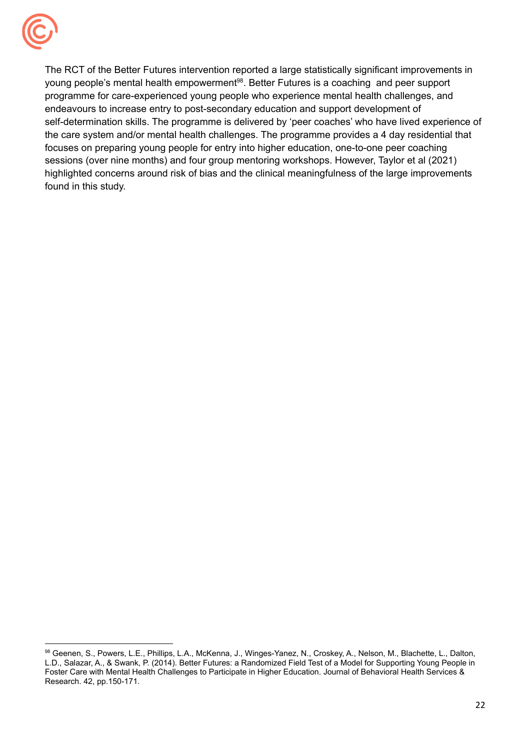The RCT of the Better Futures intervention reported a large statistically significant improvements in young people's mental health empowerment[98]. Better Futures is a coaching and peer support programme for care-experienced young people who experience mental health challenges, and endeavours to increase entry to post-secondary education and support development of self-determination skills. The programme is delivered by 'peer coaches' who have lived experience of the care system and/or mental health challenges. The programme provides a 4 day residential that focuses on preparing young people for entry into higher education, one-to-one peer coaching sessions (over nine months) and four group mentoring workshops. However, Taylor et al (2021) highlighted concerns around risk of bias and the clinical meaningfulness of the large improvements found in this study.

---

[98] Geenen, S., Powers, L.E., Phillips, L.A., McKenna, J., Winges-Yanez, N., Croskey, A., Nelson, M., Blachette, L., Dalton, L.D., Salazar, A., & Swank, P. (2014). Better Futures: a Randomized Field Test of a Model for Supporting Young People in Foster Care with Mental Health Challenges to Participate in Higher Education. Journal of Behavioral Health Services & Research. 42, pp.150-171.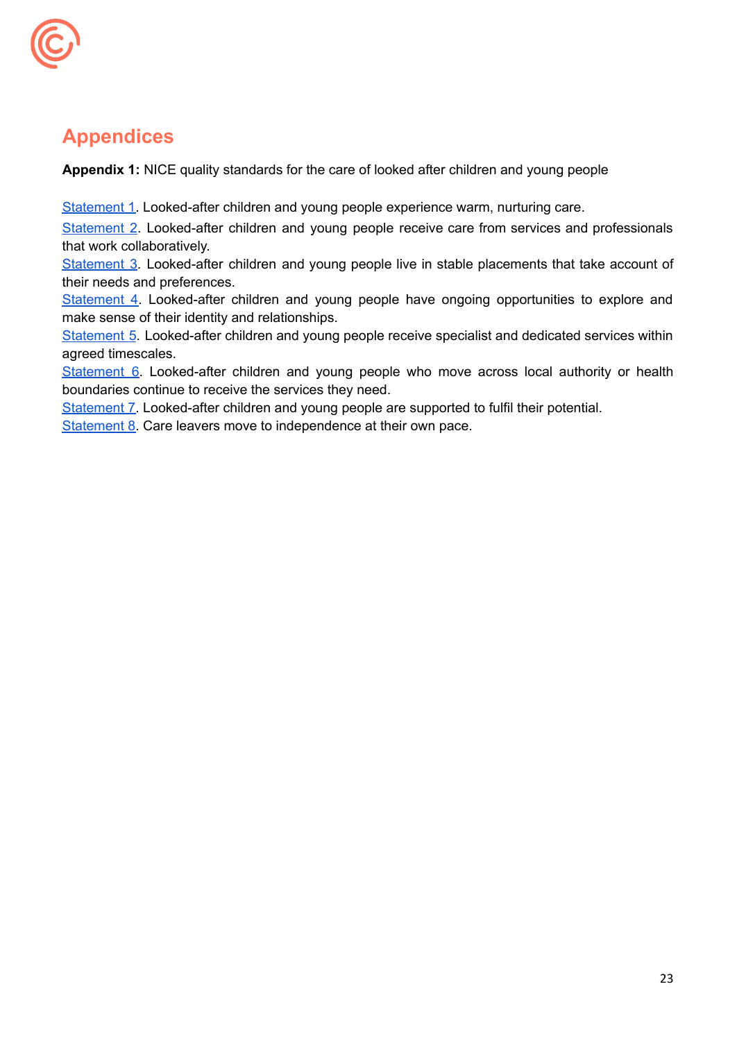# Appendices

**Appendix 1:** NICE quality standards for the care of looked after children and young people

Statement 1. Looked-after children and young people experience warm, nurturing care.

Statement 2. Looked-after children and young people receive care from services and professionals that work collaboratively.

Statement 3. Looked-after children and young people live in stable placements that take account of their needs and preferences.

Statement 4. Looked-after children and young people have ongoing opportunities to explore and make sense of their identity and relationships.

Statement 5. Looked-after children and young people receive specialist and dedicated services within agreed timescales.

Statement 6. Looked-after children and young people who move across local authority or health boundaries continue to receive the services they need.

Statement 7. Looked-after children and young people are supported to fulfil their potential.

Statement 8. Care leavers move to independence at their own pace.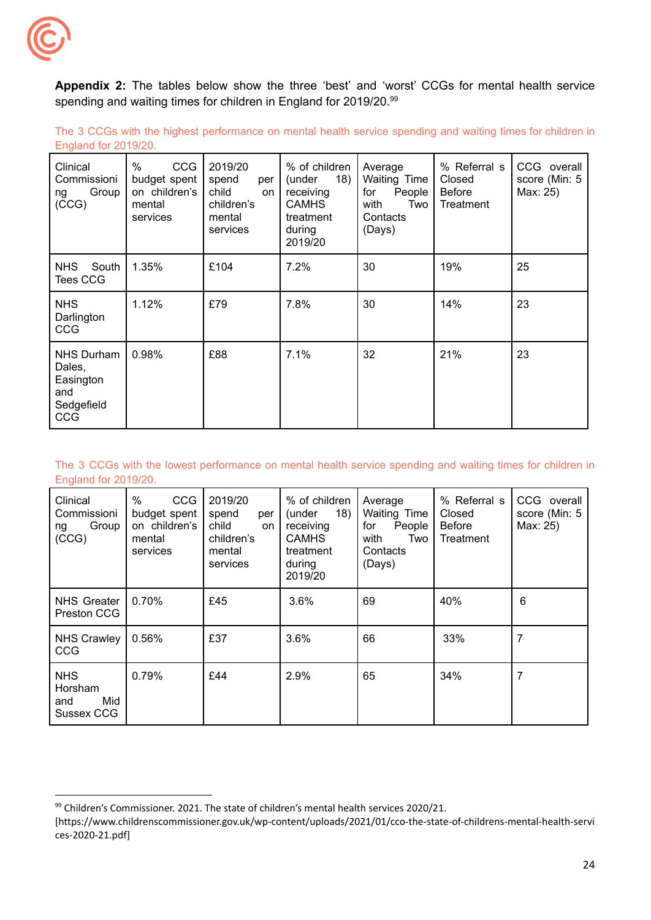**Appendix 2:** The tables below show the three 'best' and 'worst' CCGs for mental health service spending and waiting times for children in England for 2019/20.[99]

The 3 CCGs with the highest performance on mental health service spending and waiting times for children in England for 2019/20.

| Clinical Commissioning Group (CCG) | % CCG budget spent on children's mental services | 2019/20 spend per child on children's mental services | % of children (under 18) receiving CAMHS treatment during 2019/20 | Average Waiting Time for People with Two Contacts (Days) | % Referral s Closed Before Treatment | CCG overall score (Min: 5 Max: 25) |
|---|---|---|---|---|---|---|
| NHS South Tees CCG | 1.35% | £104 | 7.2% | 30 | 19% | 25 |
| NHS Darlington CCG | 1.12% | £79 | 7.8% | 30 | 14% | 23 |
| NHS Durham Dales, Easington and Sedgefield CCG | 0.98% | £88 | 7.1% | 32 | 21% | 23 |

The 3 CCGs with the lowest performance on mental health service spending and waiting times for children in England for 2019/20.

| Clinical Commissioning Group (CCG) | % CCG budget spent on children's mental services | 2019/20 spend per child on children's mental services | % of children (under 18) receiving CAMHS treatment during 2019/20 | Average Waiting Time for People with Two Contacts (Days) | % Referral s Closed Before Treatment | CCG overall score (Min: 5 Max: 25) |
|---|---|---|---|---|---|---|
| NHS Greater Preston CCG | 0.70% | £45 | 3.6% | 69 | 40% | 6 |
| NHS Crawley CCG | 0.56% | £37 | 3.6% | 66 | 33% | 7 |
| NHS Horsham and Mid Sussex CCG | 0.79% | £44 | 2.9% | 65 | 34% | 7 |

[99] Children's Commissioner. 2021. The state of children's mental health services 2020/21. [https://www.childrenscommissioner.gov.uk/wp-content/uploads/2021/01/cco-the-state-of-childrens-mental-health-services-2020-21.pdf]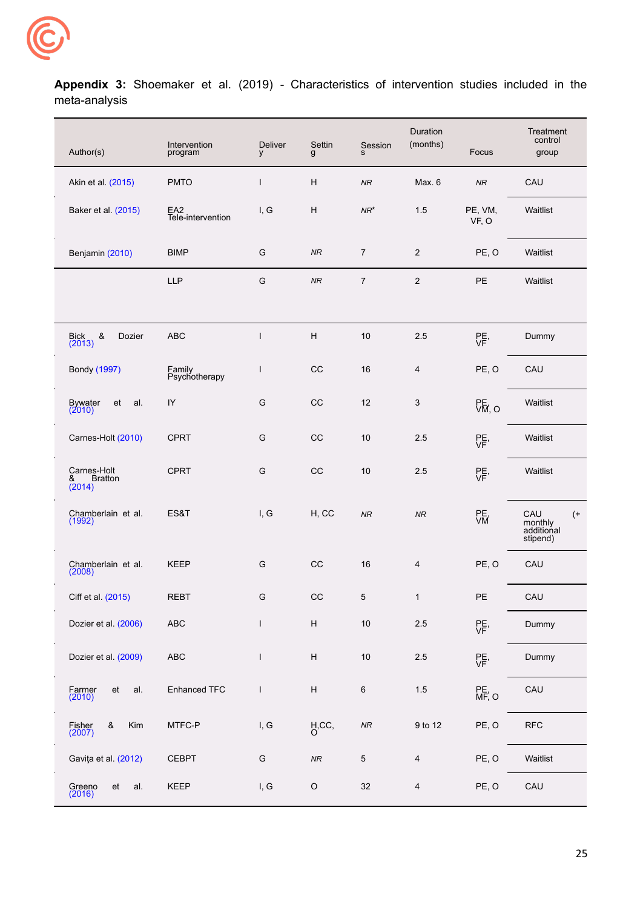**Appendix 3:** Shoemaker et al. (2019) - Characteristics of intervention studies included in the meta-analysis

| Author(s) | Intervention program | Delivery | Setting | Sessions | Duration (months) | Focus | Treatment control group |
|---|---|---|---|---|---|---|---|
| Akin et al. (2015) | PMTO | I | H | *NR* | Max. 6 | *NR* | CAU |
| Baker et al. (2015) | EA2 Tele-intervention | I, G | H | *NR** | 1.5 | PE, VM, VF, O | Waitlist |
| Benjamin (2010) | BIMP | G | *NR* | 7 | 2 | PE, O | Waitlist |
| | LLP | G | *NR* | 7 | 2 | PE | Waitlist |
| Bick & Dozier (2013) | ABC | I | H | 10 | 2.5 | PE, VF | Dummy |
| Bondy (1997) | Family Psychotherapy | I | CC | 16 | 4 | PE, O | CAU |
| Bywater et al. (2010) | IY | G | CC | 12 | 3 | PE, VM, O | Waitlist |
| Carnes-Holt (2010) | CPRT | G | CC | 10 | 2.5 | PE, VF | Waitlist |
| Carnes-Holt & Bratton (2014) | CPRT | G | CC | 10 | 2.5 | PE, VF | Waitlist |
| Chamberlain et al. (1992) | ES&T | I, G | H, CC | *NR* | *NR* | PE, VM | CAU (+ monthly additional stipend) |
| Chamberlain et al. (2008) | KEEP | G | CC | 16 | 4 | PE, O | CAU |
| Ciff et al. (2015) | REBT | G | CC | 5 | 1 | PE | CAU |
| Dozier et al. (2006) | ABC | I | H | 10 | 2.5 | PE, VF | Dummy |
| Dozier et al. (2009) | ABC | I | H | 10 | 2.5 | PE, VF | Dummy |
| Farmer et al. (2010) | Enhanced TFC | I | H | 6 | 1.5 | PE, MF, O | CAU |
| Fisher & Kim (2007) | MTFC-P | I, G | H,CC, O | *NR* | 9 to 12 | PE, O | RFC |
| Gaviţa et al. (2012) | CEBPT | G | *NR* | 5 | 4 | PE, O | Waitlist |
| Greeno et al. (2016) | KEEP | I, G | O | 32 | 4 | PE, O | CAU |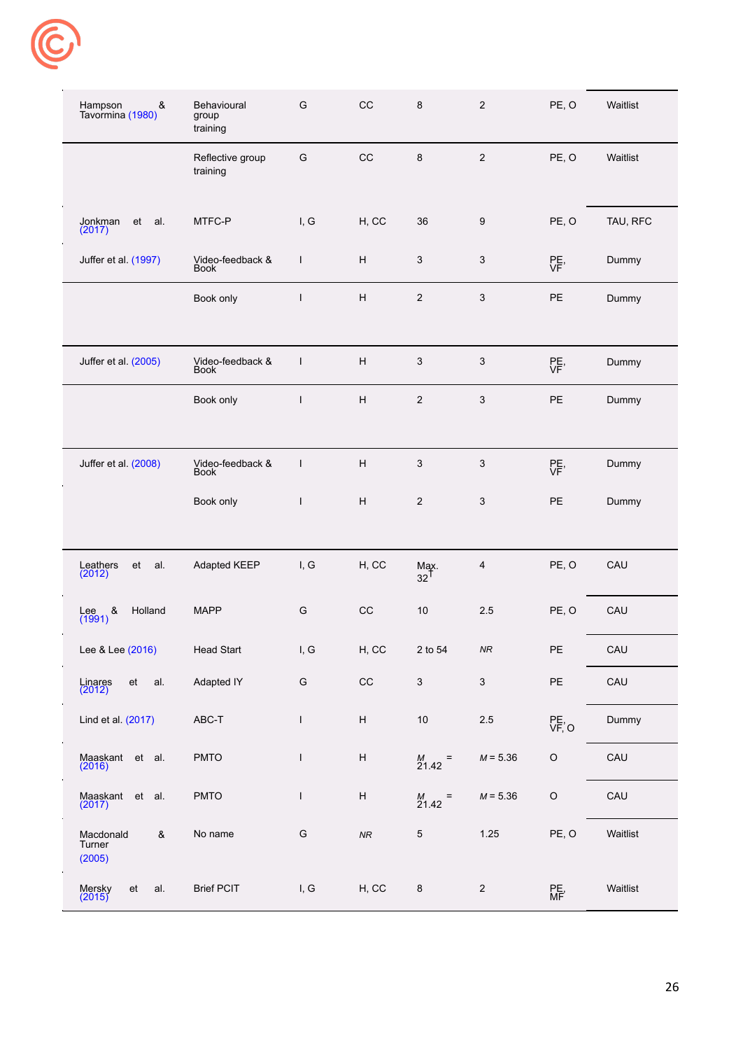| | | | | | | | |
|---|---|---|---|---|---|---|---|
| Hampson & Tavormina (1980) | Behavioural group training | G | CC | 8 | 2 | PE, O | Waitlist |
| | Reflective group training | G | CC | 8 | 2 | PE, O | Waitlist |
| Jonkman et al. (2017) | MTFC-P | I, G | H, CC | 36 | 9 | PE, O | TAU, RFC |
| Juffer et al. (1997) | Video-feedback & Book | I | H | 3 | 3 | PE, VF | Dummy |
| | Book only | I | H | 2 | 3 | PE | Dummy |
| Juffer et al. (2005) | Video-feedback & Book | I | H | 3 | 3 | PE, VF | Dummy |
| | Book only | I | H | 2 | 3 | PE | Dummy |
| Juffer et al. (2008) | Video-feedback & Book | I | H | 3 | 3 | PE, VF | Dummy |
| | Book only | I | H | 2 | 3 | PE | Dummy |
| Leathers et al. (2012) | Adapted KEEP | I, G | H, CC | Max. 32[†] | 4 | PE, O | CAU |
| Lee & Holland (1991) | MAPP | G | CC | 10 | 2.5 | PE, O | CAU |
| Lee & Lee (2016) | Head Start | I, G | H, CC | 2 to 54 | *NR* | PE | CAU |
| Linares et al. (2012) | Adapted IY | G | CC | 3 | 3 | PE | CAU |
| Lind et al. (2017) | ABC-T | I | H | 10 | 2.5 | PE, VF, O | Dummy |
| Maaskant et al. (2016) | PMTO | I | H | $M$ = 21.42 | $M$ = 5.36 | O | CAU |
| Maaskant et al. (2017) | PMTO | I | H | $M$ = 21.42 | $M$ = 5.36 | O | CAU |
| Macdonald & Turner (2005) | No name | G | *NR* | 5 | 1.25 | PE, O | Waitlist |
| Mersky et al. (2015) | Brief PCIT | I, G | H, CC | 8 | 2 | PE, MF | Waitlist |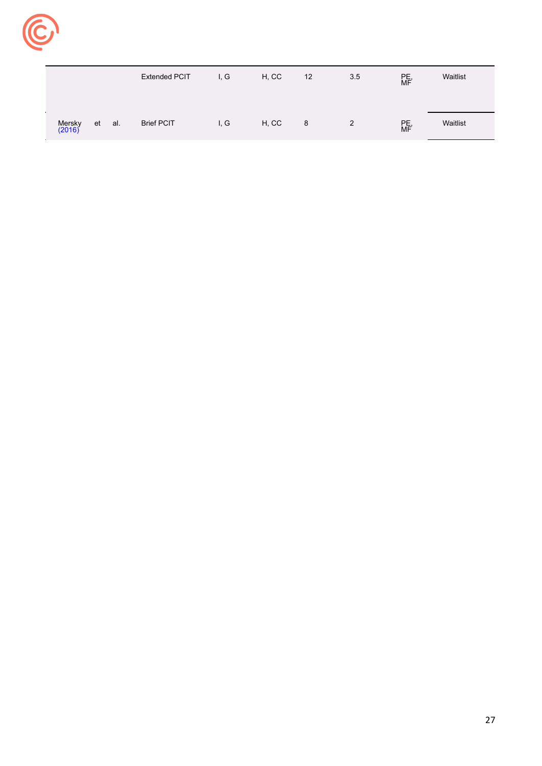| | | | | | | | |
|---|---|---|---|---|---|---|---|
| | Extended PCIT | I, G | H, CC | 12 | 3.5 | PE, MF | Waitlist |
| Mersky et al. (2016) | Brief PCIT | I, G | H, CC | 8 | 2 | PE, MF | Waitlist |